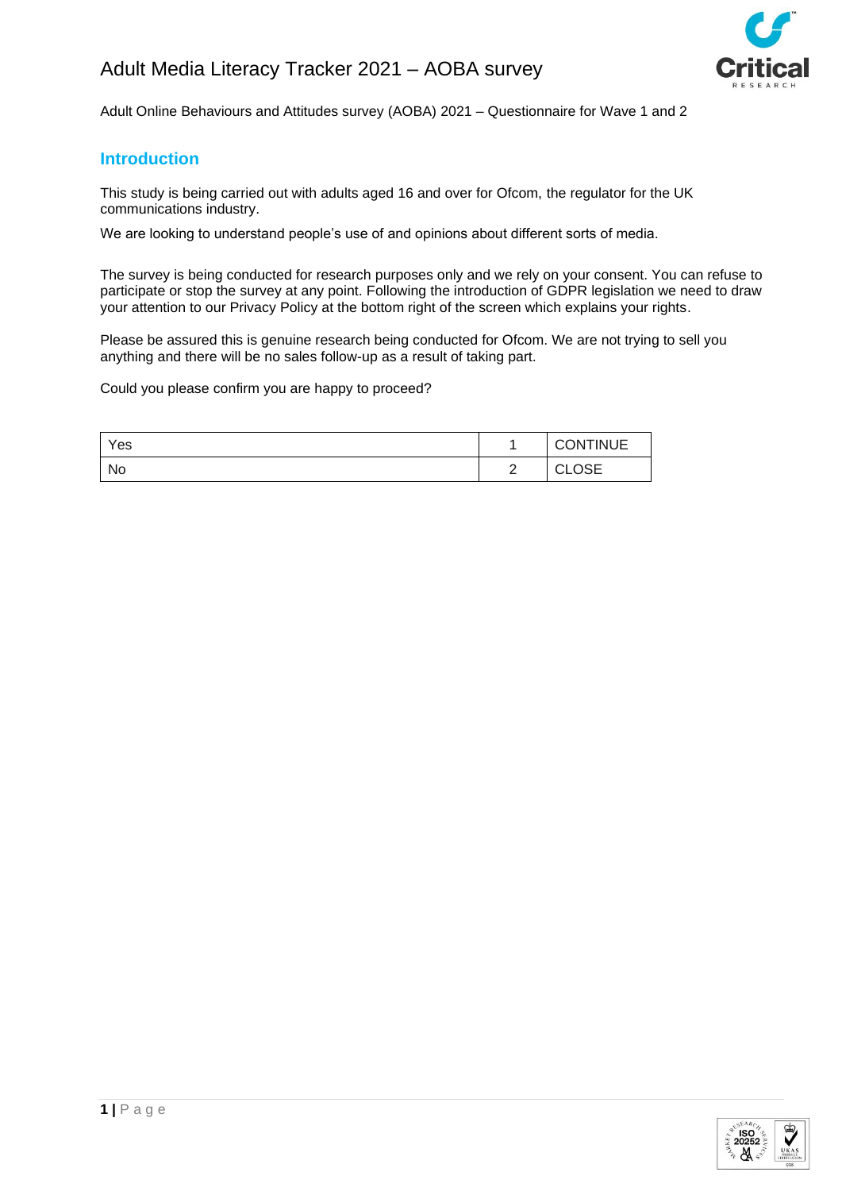# Adult Media Literacy Tracker 2021 – AOBA survey

Adult Online Behaviours and Attitudes survey (AOBA) 2021 – Questionnaire for Wave 1 and 2

## Introduction

This study is being carried out with adults aged 16 and over for Ofcom, the regulator for the UK communications industry.

We are looking to understand people's use of and opinions about different sorts of media.

The survey is being conducted for research purposes only and we rely on your consent. You can refuse to participate or stop the survey at any point. Following the introduction of GDPR legislation we need to draw your attention to our Privacy Policy at the bottom right of the screen which explains your rights.

Please be assured this is genuine research being conducted for Ofcom. We are not trying to sell you anything and there will be no sales follow-up as a result of taking part.

Could you please confirm you are happy to proceed?

| | | |
|---|---|---|
| Yes | 1 | CONTINUE |
| No | 2 | CLOSE |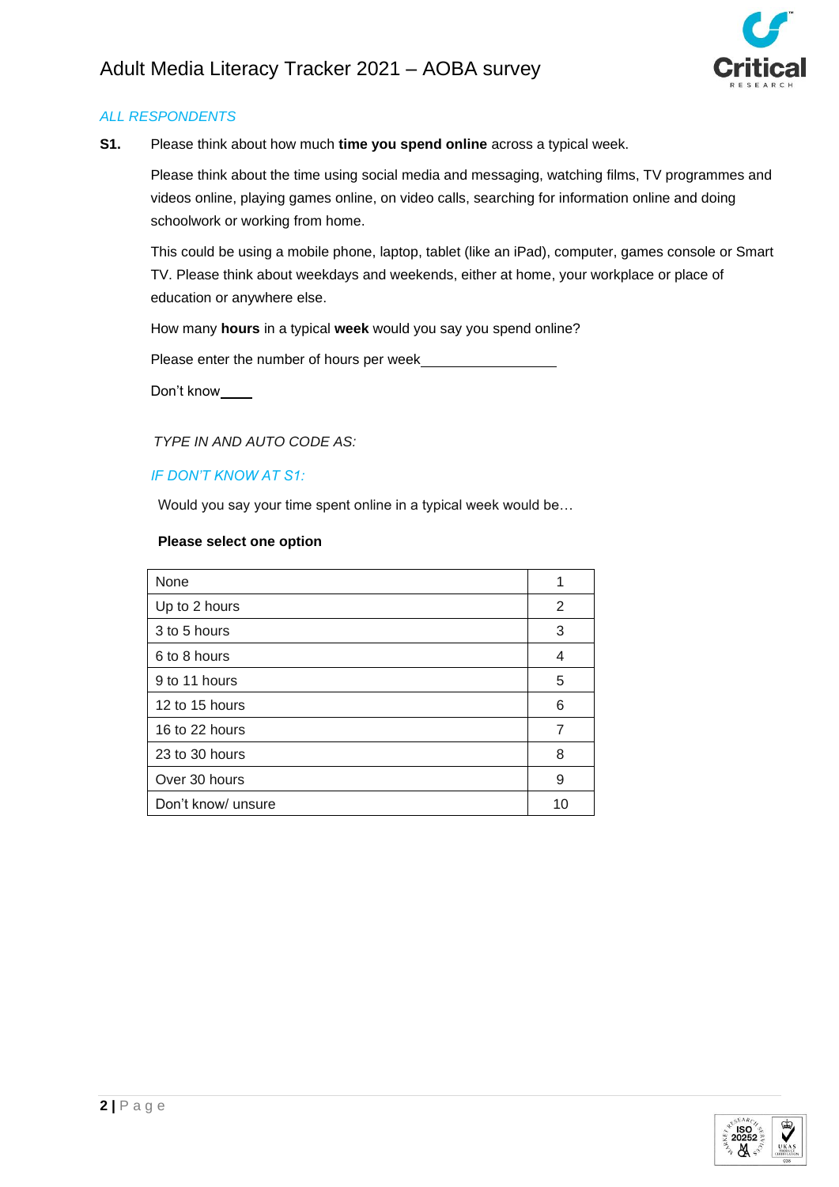*ALL RESPONDENTS*

**S1.** Please think about how much **time you spend online** across a typical week.

Please think about the time using social media and messaging, watching films, TV programmes and videos online, playing games online, on video calls, searching for information online and doing schoolwork or working from home.

This could be using a mobile phone, laptop, tablet (like an iPad), computer, games console or Smart TV. Please think about weekdays and weekends, either at home, your workplace or place of education or anywhere else.

How many **hours** in a typical **week** would you say you spend online?

Please enter the number of hours per week__________________

Don't know____

*TYPE IN AND AUTO CODE AS:*

*IF DON'T KNOW AT S1:*

Would you say your time spent online in a typical week would be…

**Please select one option**

| | |
|---|---|
| None | 1 |
| Up to 2 hours | 2 |
| 3 to 5 hours | 3 |
| 6 to 8 hours | 4 |
| 9 to 11 hours | 5 |
| 12 to 15 hours | 6 |
| 16 to 22 hours | 7 |
| 23 to 30 hours | 8 |
| Over 30 hours | 9 |
| Don't know/ unsure | 10 |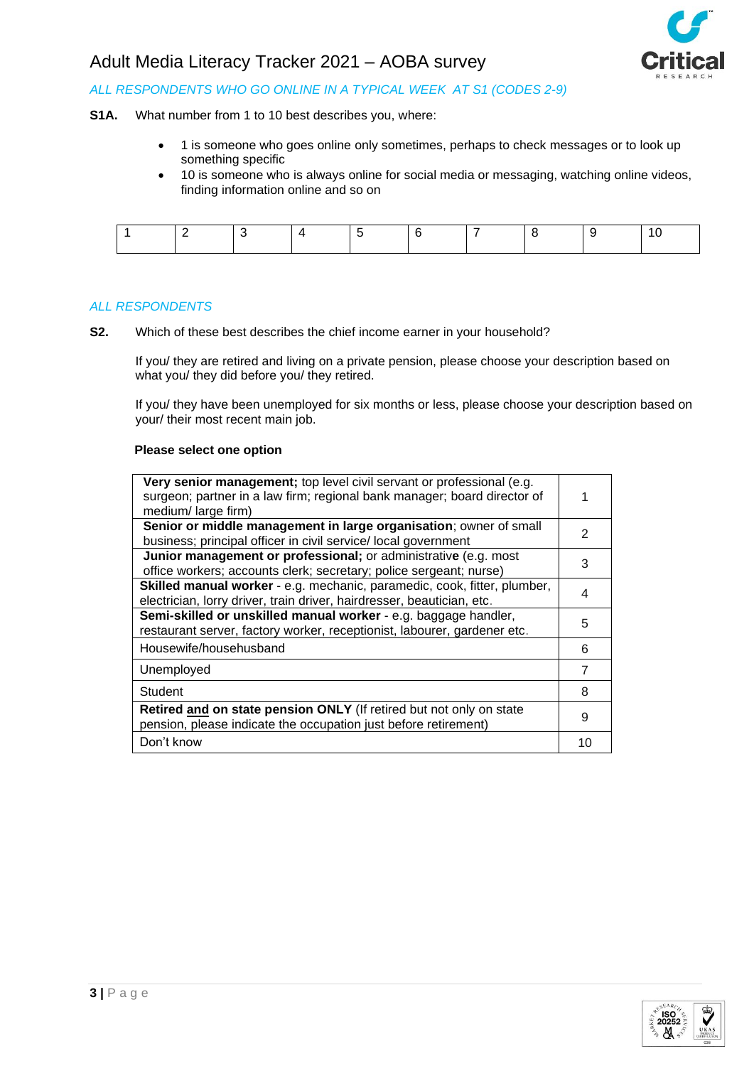*ALL RESPONDENTS WHO GO ONLINE IN A TYPICAL WEEK AT S1 (CODES 2-9)*

**S1A.** What number from 1 to 10 best describes you, where:

- 1 is someone who goes online only sometimes, perhaps to check messages or to look up something specific
- 10 is someone who is always online for social media or messaging, watching online videos, finding information online and so on

| 1 | 2 | 3 | 4 | 5 | 6 | 7 | 8 | 9 | 10 |
|---|---|---|---|---|---|---|---|---|---|

*ALL RESPONDENTS*

**S2.** Which of these best describes the chief income earner in your household?

If you/ they are retired and living on a private pension, please choose your description based on what you/ they did before you/ they retired.

If you/ they have been unemployed for six months or less, please choose your description based on your/ their most recent main job.

**Please select one option**

| Option | Code |
|---|---|
| **Very senior management;** top level civil servant or professional (e.g. surgeon; partner in a law firm; regional bank manager; board director of medium/ large firm) | 1 |
| **Senior or middle management in large organisation**; owner of small business; principal officer in civil service/ local government | 2 |
| **Junior management or professional;** or administrative (e.g. most office workers; accounts clerk; secretary; police sergeant; nurse) | 3 |
| **Skilled manual worker** - e.g. mechanic, paramedic, cook, fitter, plumber, electrician, lorry driver, train driver, hairdresser, beautician, etc. | 4 |
| **Semi-skilled or unskilled manual worker** - e.g. baggage handler, restaurant server, factory worker, receptionist, labourer, gardener etc. | 5 |
| Housewife/househusband | 6 |
| Unemployed | 7 |
| Student | 8 |
| **Retired and on state pension ONLY** (If retired but not only on state pension, please indicate the occupation just before retirement) | 9 |
| Don't know | 10 |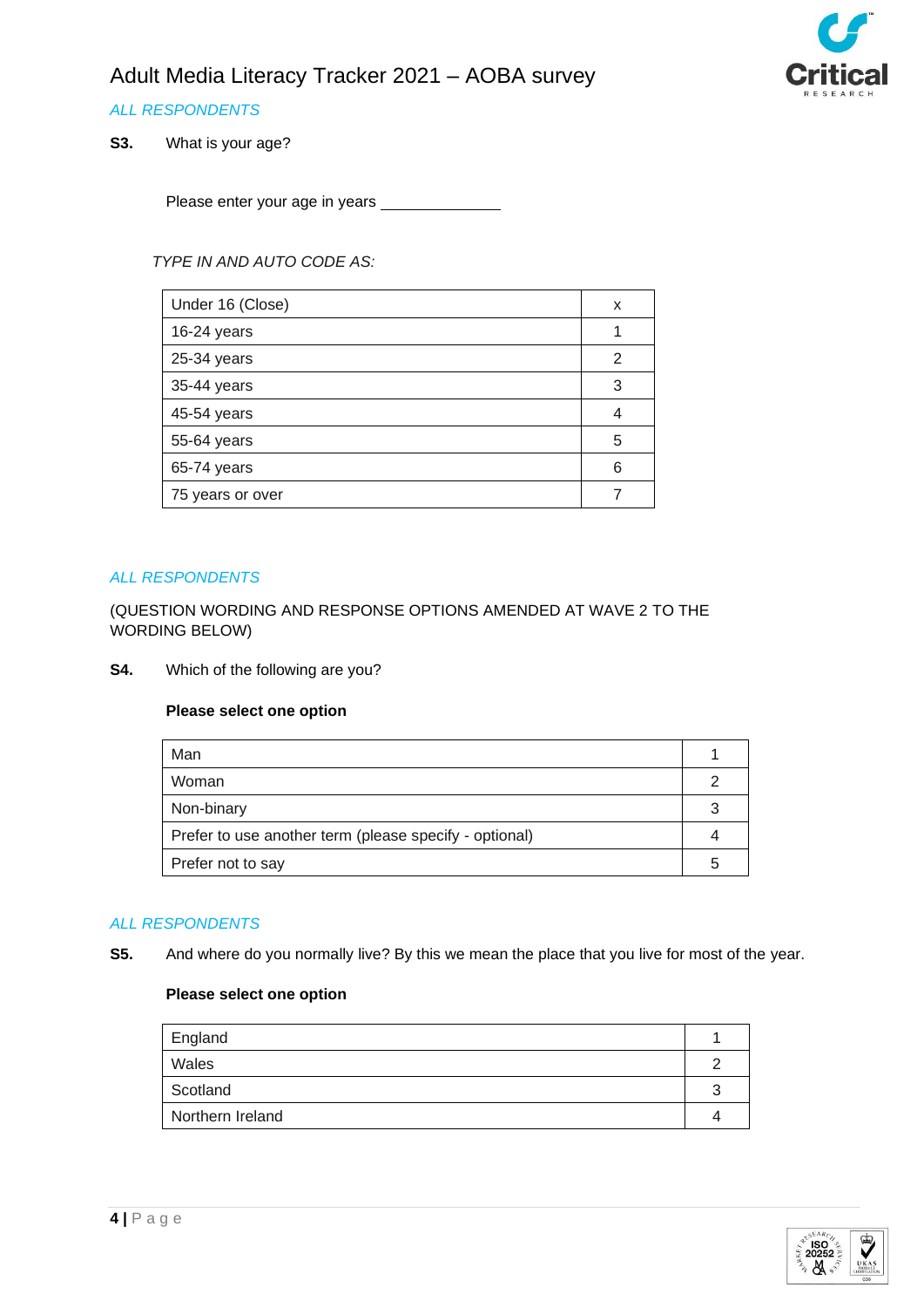*ALL RESPONDENTS*

**S3.** What is your age?

Please enter your age in years _______________

*TYPE IN AND AUTO CODE AS:*

| Under 16 (Close) | x |
|---|---|
| 16-24 years | 1 |
| 25-34 years | 2 |
| 35-44 years | 3 |
| 45-54 years | 4 |
| 55-64 years | 5 |
| 65-74 years | 6 |
| 75 years or over | 7 |

*ALL RESPONDENTS*

(QUESTION WORDING AND RESPONSE OPTIONS AMENDED AT WAVE 2 TO THE WORDING BELOW)

**S4.** Which of the following are you?

**Please select one option**

| Man | 1 |
|---|---|
| Woman | 2 |
| Non-binary | 3 |
| Prefer to use another term (please specify - optional) | 4 |
| Prefer not to say | 5 |

*ALL RESPONDENTS*

**S5.** And where do you normally live? By this we mean the place that you live for most of the year.

**Please select one option**

| England | 1 |
|---|---|
| Wales | 2 |
| Scotland | 3 |
| Northern Ireland | 4 |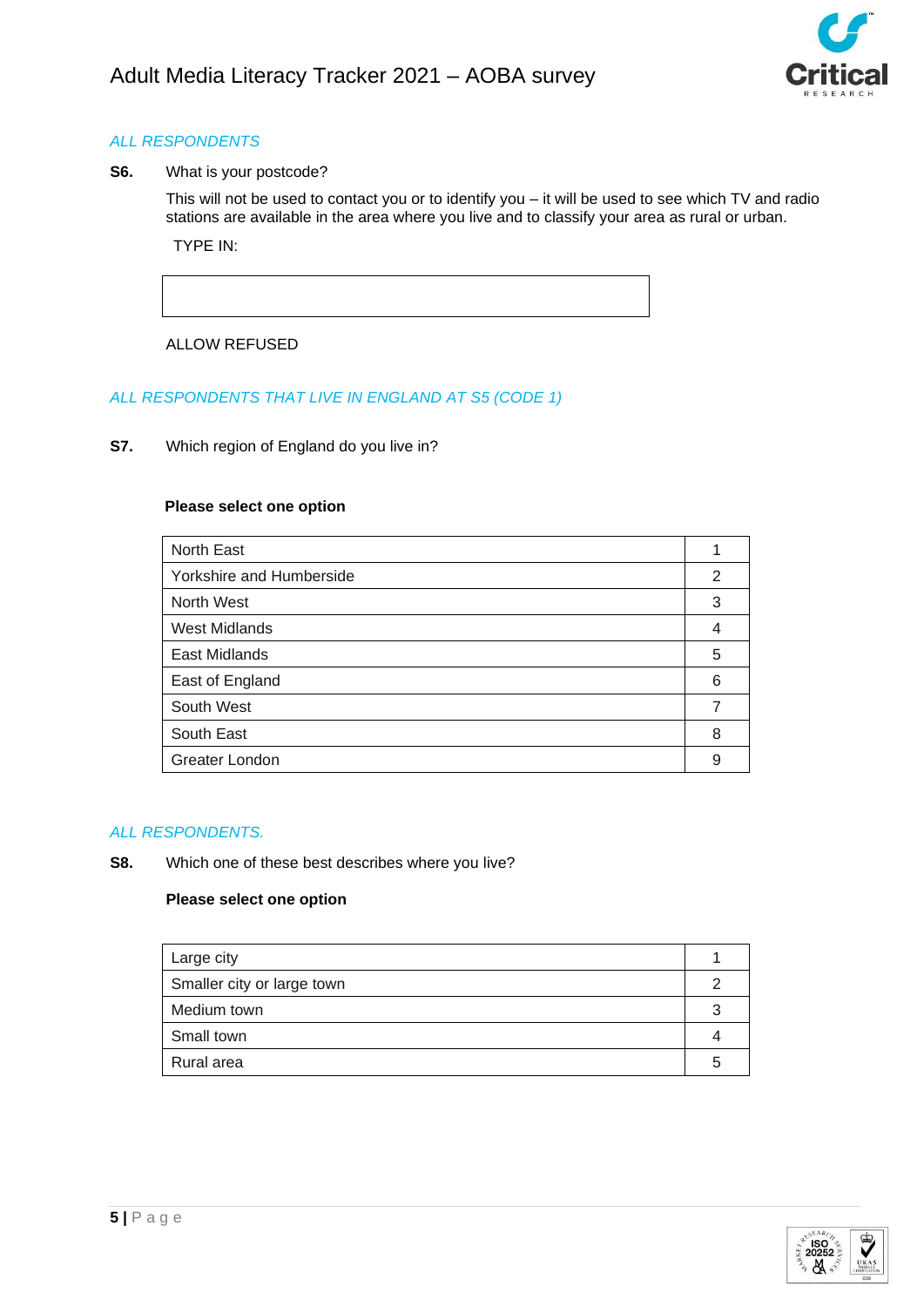*ALL RESPONDENTS*

**S6.** What is your postcode?

This will not be used to contact you or to identify you – it will be used to see which TV and radio stations are available in the area where you live and to classify your area as rural or urban.

TYPE IN:

| |
|---|
| |

ALLOW REFUSED

*ALL RESPONDENTS THAT LIVE IN ENGLAND AT S5 (CODE 1)*

**S7.** Which region of England do you live in?

**Please select one option**

| | |
|---|---|
| North East | 1 |
| Yorkshire and Humberside | 2 |
| North West | 3 |
| West Midlands | 4 |
| East Midlands | 5 |
| East of England | 6 |
| South West | 7 |
| South East | 8 |
| Greater London | 9 |

*ALL RESPONDENTS.*

**S8.** Which one of these best describes where you live?

**Please select one option**

| | |
|---|---|
| Large city | 1 |
| Smaller city or large town | 2 |
| Medium town | 3 |
| Small town | 4 |
| Rural area | 5 |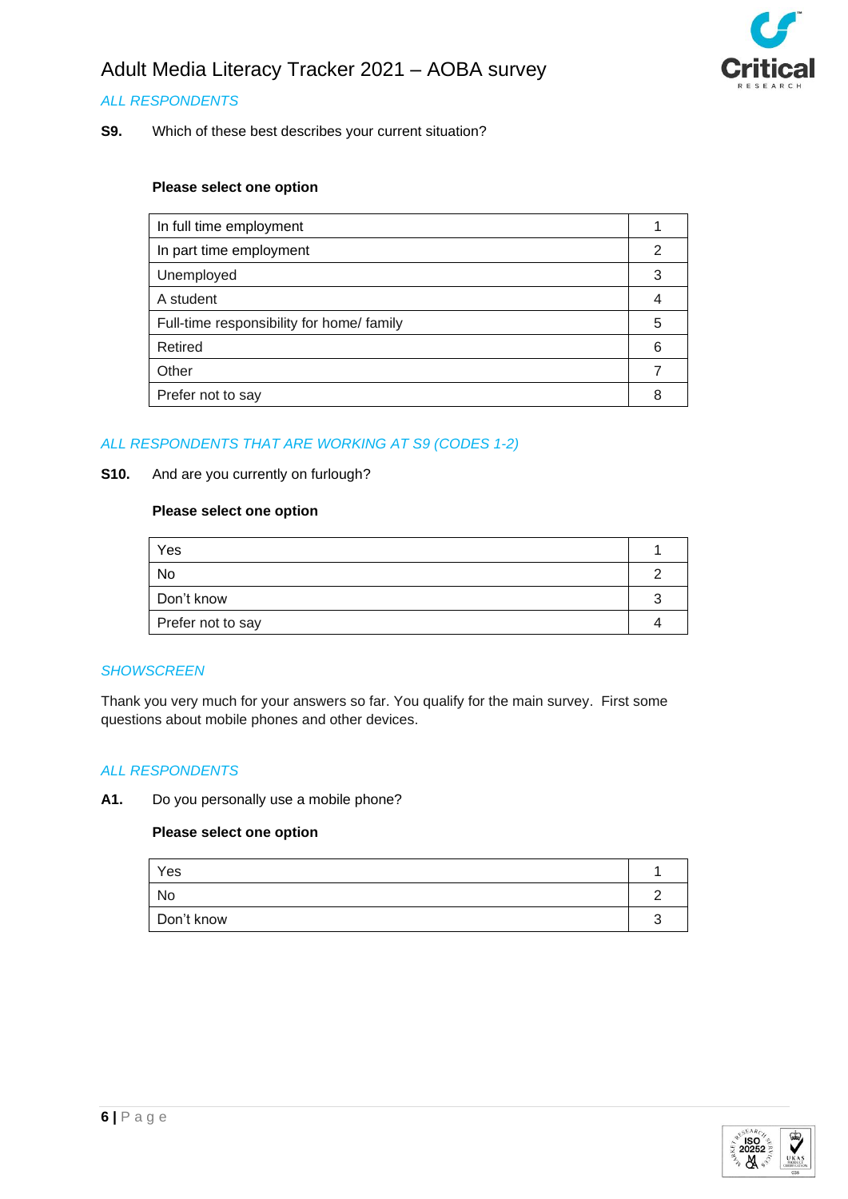*ALL RESPONDENTS*

**S9.** Which of these best describes your current situation?

**Please select one option**

| | |
|---|---|
| In full time employment | 1 |
| In part time employment | 2 |
| Unemployed | 3 |
| A student | 4 |
| Full-time responsibility for home/ family | 5 |
| Retired | 6 |
| Other | 7 |
| Prefer not to say | 8 |

*ALL RESPONDENTS THAT ARE WORKING AT S9 (CODES 1-2)*

**S10.** And are you currently on furlough?

**Please select one option**

| | |
|---|---|
| Yes | 1 |
| No | 2 |
| Don't know | 3 |
| Prefer not to say | 4 |

*SHOWSCREEN*

Thank you very much for your answers so far. You qualify for the main survey. First some questions about mobile phones and other devices.

*ALL RESPONDENTS*

**A1.** Do you personally use a mobile phone?

**Please select one option**

| | |
|---|---|
| Yes | 1 |
| No | 2 |
| Don't know | 3 |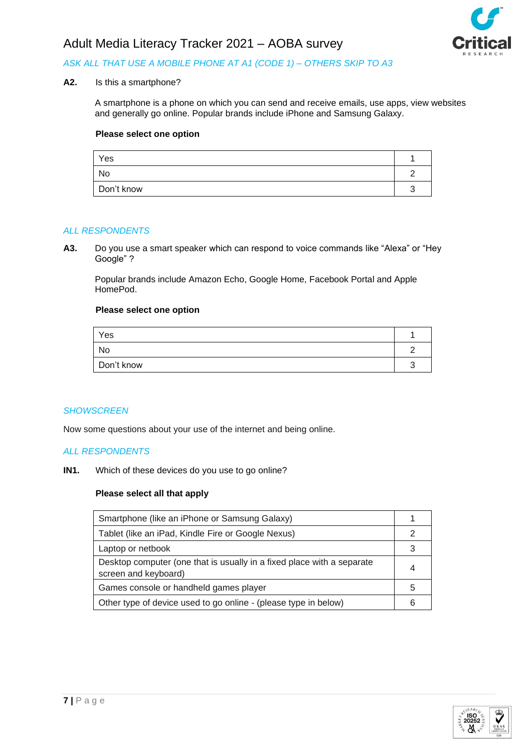*ASK ALL THAT USE A MOBILE PHONE AT A1 (CODE 1) – OTHERS SKIP TO A3*

**A2.** Is this a smartphone?

A smartphone is a phone on which you can send and receive emails, use apps, view websites and generally go online. Popular brands include iPhone and Samsung Galaxy.

**Please select one option**

| | |
|---|---|
| Yes | 1 |
| No | 2 |
| Don't know | 3 |

*ALL RESPONDENTS*

**A3.** Do you use a smart speaker which can respond to voice commands like "Alexa" or "Hey Google" ?

Popular brands include Amazon Echo, Google Home, Facebook Portal and Apple HomePod.

**Please select one option**

| | |
|---|---|
| Yes | 1 |
| No | 2 |
| Don't know | 3 |

*SHOWSCREEN*

Now some questions about your use of the internet and being online.

*ALL RESPONDENTS*

**IN1.** Which of these devices do you use to go online?

**Please select all that apply**

| | |
|---|---|
| Smartphone (like an iPhone or Samsung Galaxy) | 1 |
| Tablet (like an iPad, Kindle Fire or Google Nexus) | 2 |
| Laptop or netbook | 3 |
| Desktop computer (one that is usually in a fixed place with a separate screen and keyboard) | 4 |
| Games console or handheld games player | 5 |
| Other type of device used to go online - (please type in below) | 6 |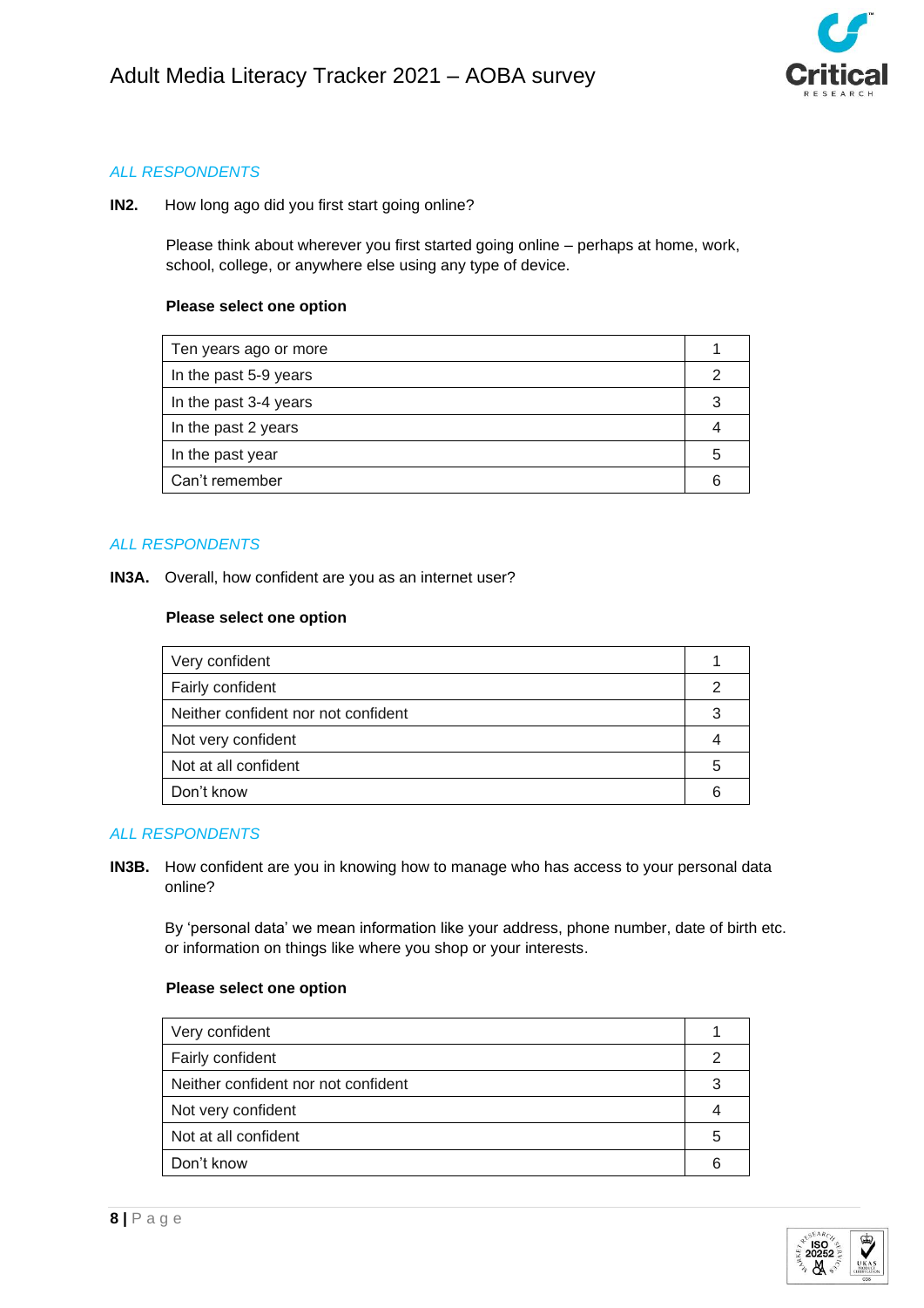*ALL RESPONDENTS*

**IN2.** How long ago did you first start going online?

Please think about wherever you first started going online – perhaps at home, work, school, college, or anywhere else using any type of device.

**Please select one option**

| | |
|---|---|
| Ten years ago or more | 1 |
| In the past 5-9 years | 2 |
| In the past 3-4 years | 3 |
| In the past 2 years | 4 |
| In the past year | 5 |
| Can't remember | 6 |

*ALL RESPONDENTS*

**IN3A.** Overall, how confident are you as an internet user?

**Please select one option**

| | |
|---|---|
| Very confident | 1 |
| Fairly confident | 2 |
| Neither confident nor not confident | 3 |
| Not very confident | 4 |
| Not at all confident | 5 |
| Don't know | 6 |

*ALL RESPONDENTS*

**IN3B.** How confident are you in knowing how to manage who has access to your personal data online?

By 'personal data' we mean information like your address, phone number, date of birth etc. or information on things like where you shop or your interests.

**Please select one option**

| | |
|---|---|
| Very confident | 1 |
| Fairly confident | 2 |
| Neither confident nor not confident | 3 |
| Not very confident | 4 |
| Not at all confident | 5 |
| Don't know | 6 |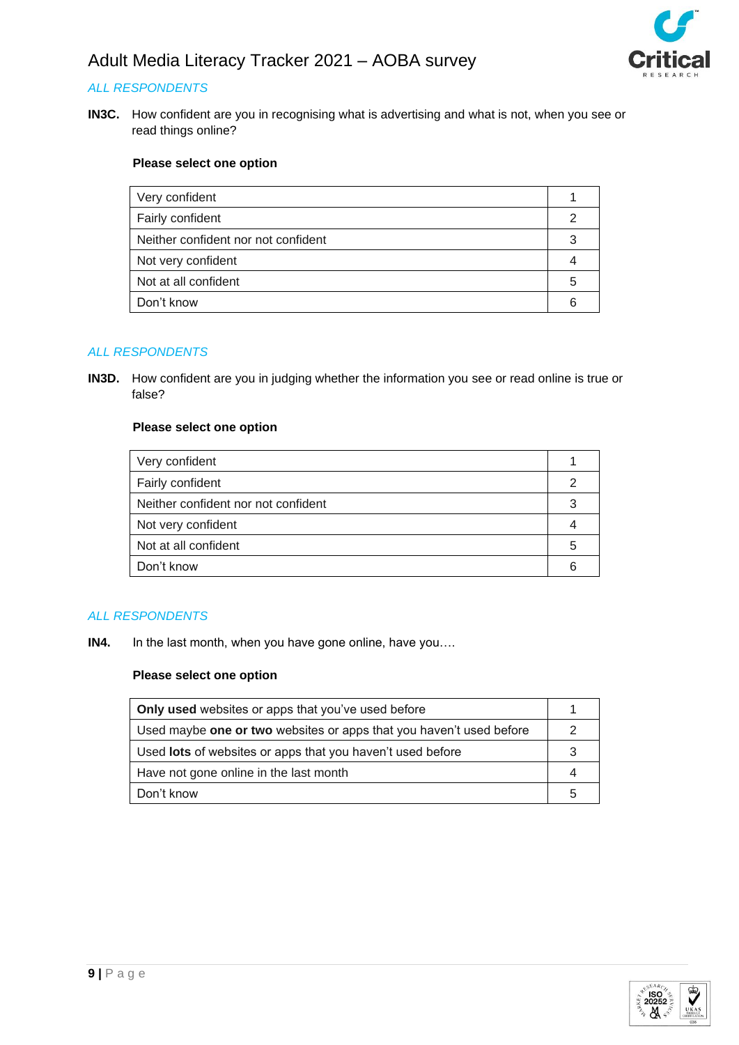*ALL RESPONDENTS*

**IN3C.** How confident are you in recognising what is advertising and what is not, when you see or read things online?

**Please select one option**

| Very confident | 1 |
|---|---|
| Fairly confident | 2 |
| Neither confident nor not confident | 3 |
| Not very confident | 4 |
| Not at all confident | 5 |
| Don't know | 6 |

*ALL RESPONDENTS*

**IN3D.** How confident are you in judging whether the information you see or read online is true or false?

**Please select one option**

| Very confident | 1 |
|---|---|
| Fairly confident | 2 |
| Neither confident nor not confident | 3 |
| Not very confident | 4 |
| Not at all confident | 5 |
| Don't know | 6 |

*ALL RESPONDENTS*

**IN4.** In the last month, when you have gone online, have you….

**Please select one option**

| **Only used** websites or apps that you've used before | 1 |
|---|---|
| Used maybe **one or two** websites or apps that you haven't used before | 2 |
| Used **lots** of websites or apps that you haven't used before | 3 |
| Have not gone online in the last month | 4 |
| Don't know | 5 |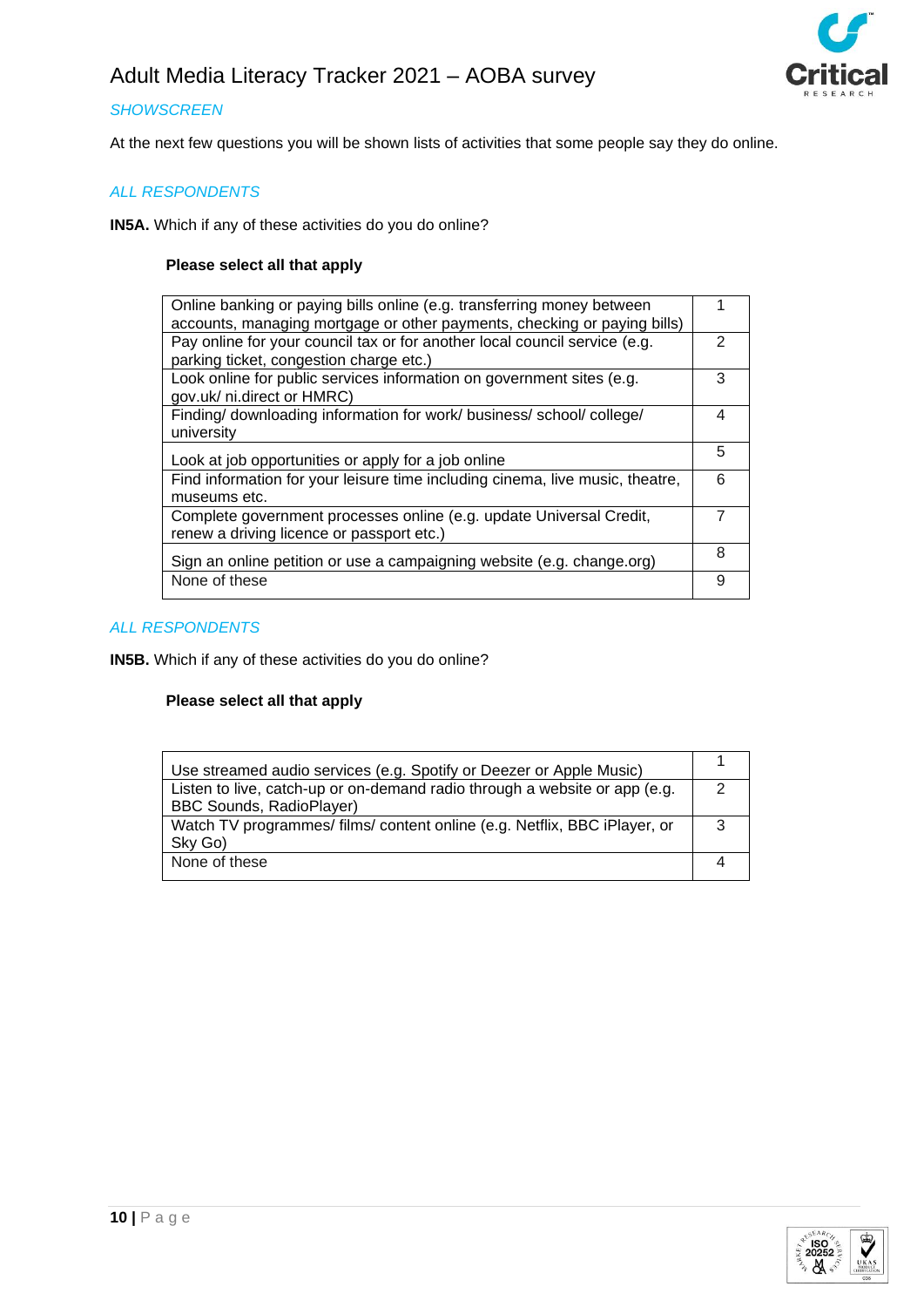*SHOWSCREEN*

At the next few questions you will be shown lists of activities that some people say they do online.

*ALL RESPONDENTS*

**IN5A.** Which if any of these activities do you do online?

**Please select all that apply**

| | |
|---|---|
| Online banking or paying bills online (e.g. transferring money between accounts, managing mortgage or other payments, checking or paying bills) | 1 |
| Pay online for your council tax or for another local council service (e.g. parking ticket, congestion charge etc.) | 2 |
| Look online for public services information on government sites (e.g. gov.uk/ ni.direct or HMRC) | 3 |
| Finding/ downloading information for work/ business/ school/ college/ university | 4 |
| Look at job opportunities or apply for a job online | 5 |
| Find information for your leisure time including cinema, live music, theatre, museums etc. | 6 |
| Complete government processes online (e.g. update Universal Credit, renew a driving licence or passport etc.) | 7 |
| Sign an online petition or use a campaigning website (e.g. change.org) | 8 |
| None of these | 9 |

*ALL RESPONDENTS*

**IN5B.** Which if any of these activities do you do online?

**Please select all that apply**

| | |
|---|---|
| Use streamed audio services (e.g. Spotify or Deezer or Apple Music) | 1 |
| Listen to live, catch-up or on-demand radio through a website or app (e.g. BBC Sounds, RadioPlayer) | 2 |
| Watch TV programmes/ films/ content online (e.g. Netflix, BBC iPlayer, or Sky Go) | 3 |
| None of these | 4 |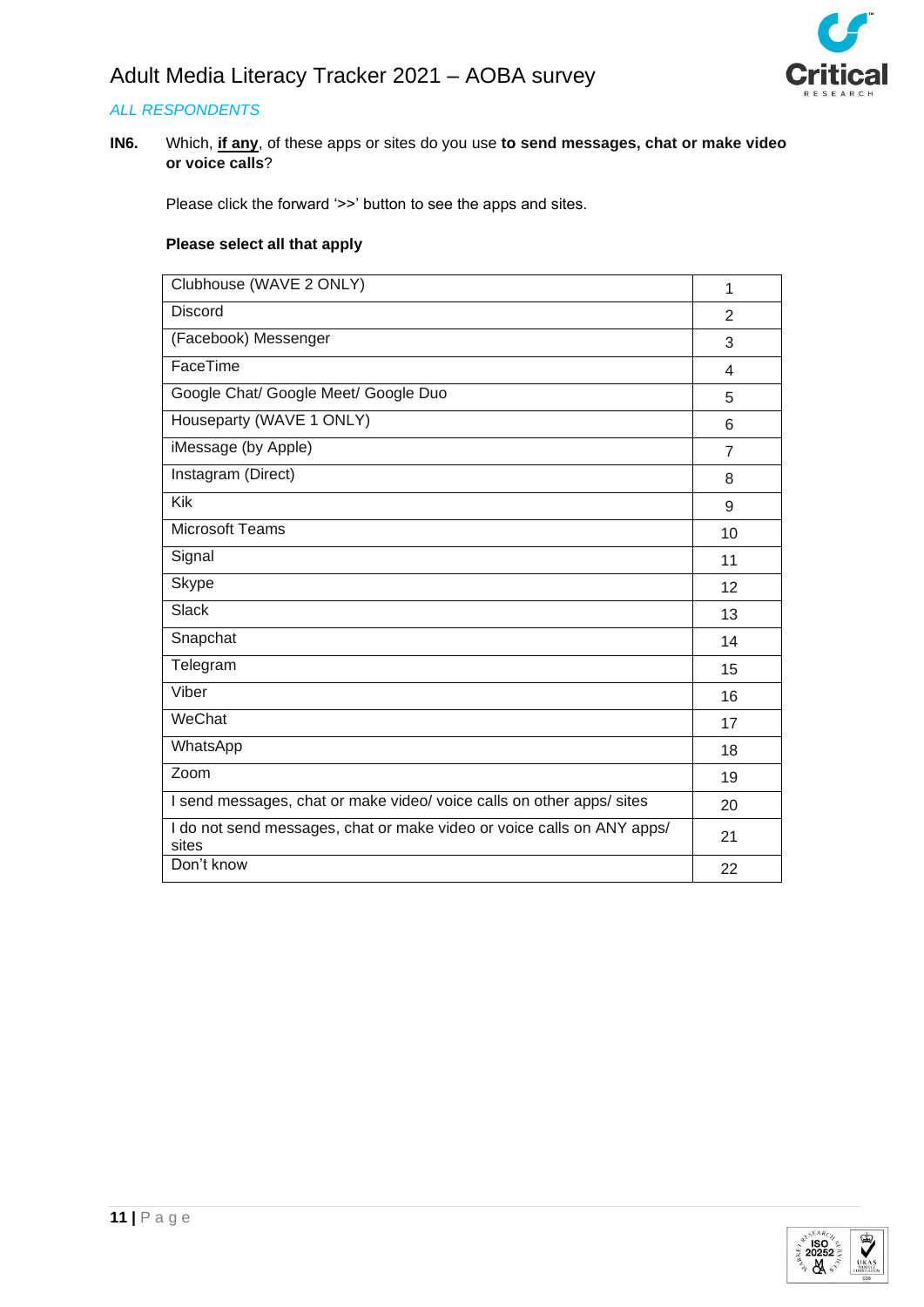*ALL RESPONDENTS*

**IN6.** Which, **if any**, of these apps or sites do you use **to send messages, chat or make video or voice calls**?

Please click the forward '>>' button to see the apps and sites.

**Please select all that apply**

| | |
|---|---|
| Clubhouse (WAVE 2 ONLY) | 1 |
| Discord | 2 |
| (Facebook) Messenger | 3 |
| FaceTime | 4 |
| Google Chat/ Google Meet/ Google Duo | 5 |
| Houseparty (WAVE 1 ONLY) | 6 |
| iMessage (by Apple) | 7 |
| Instagram (Direct) | 8 |
| Kik | 9 |
| Microsoft Teams | 10 |
| Signal | 11 |
| Skype | 12 |
| Slack | 13 |
| Snapchat | 14 |
| Telegram | 15 |
| Viber | 16 |
| WeChat | 17 |
| WhatsApp | 18 |
| Zoom | 19 |
| I send messages, chat or make video/ voice calls on other apps/ sites | 20 |
| I do not send messages, chat or make video or voice calls on ANY apps/ sites | 21 |
| Don't know | 22 |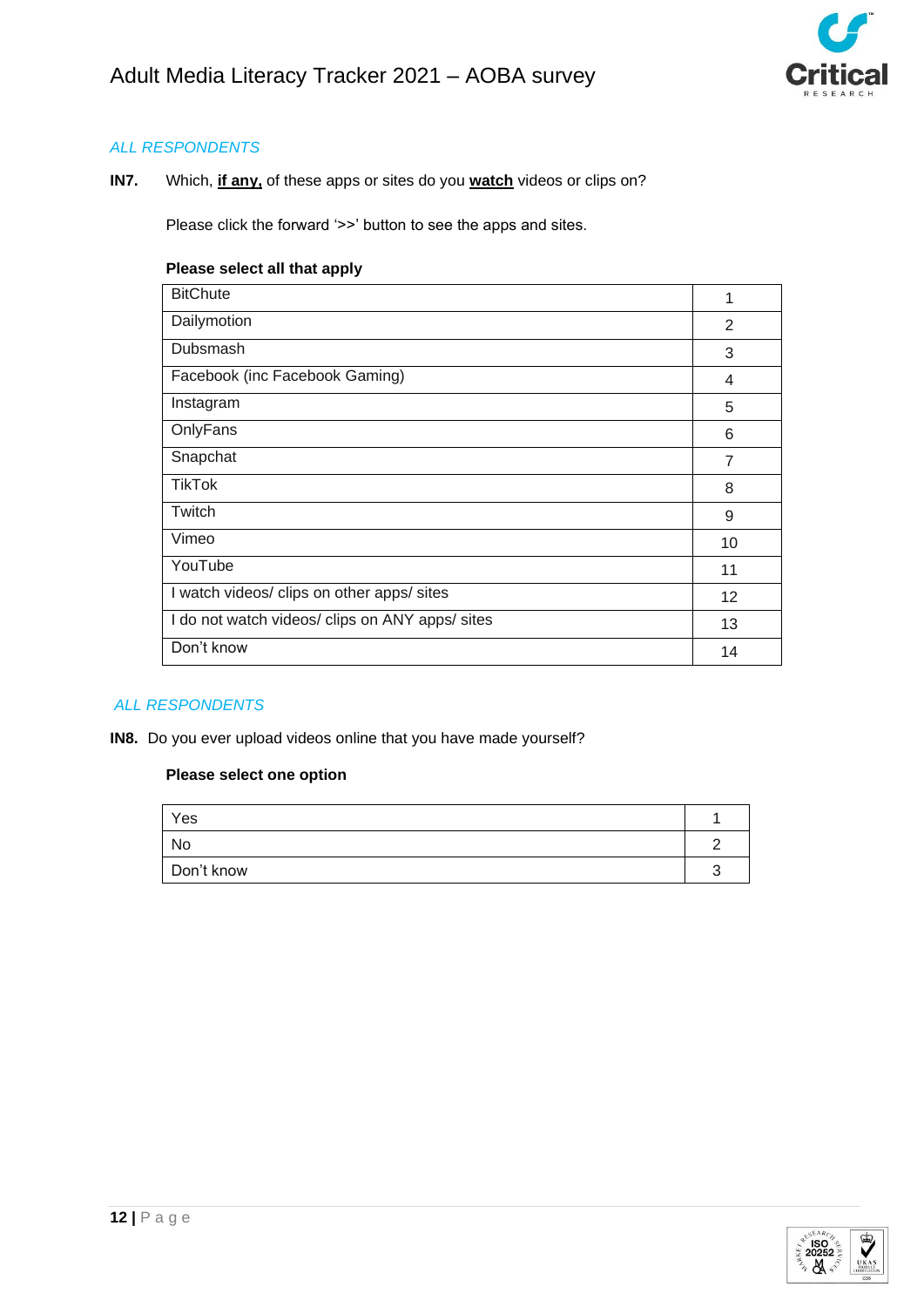*ALL RESPONDENTS*

**IN7.** Which, **if any,** of these apps or sites do you **watch** videos or clips on?

Please click the forward '>>' button to see the apps and sites.

**Please select all that apply**

| | |
|---|---|
| BitChute | 1 |
| Dailymotion | 2 |
| Dubsmash | 3 |
| Facebook (inc Facebook Gaming) | 4 |
| Instagram | 5 |
| OnlyFans | 6 |
| Snapchat | 7 |
| TikTok | 8 |
| Twitch | 9 |
| Vimeo | 10 |
| YouTube | 11 |
| I watch videos/ clips on other apps/ sites | 12 |
| I do not watch videos/ clips on ANY apps/ sites | 13 |
| Don't know | 14 |

*ALL RESPONDENTS*

**IN8.** Do you ever upload videos online that you have made yourself?

**Please select one option**

| | |
|---|---|
| Yes | 1 |
| No | 2 |
| Don't know | 3 |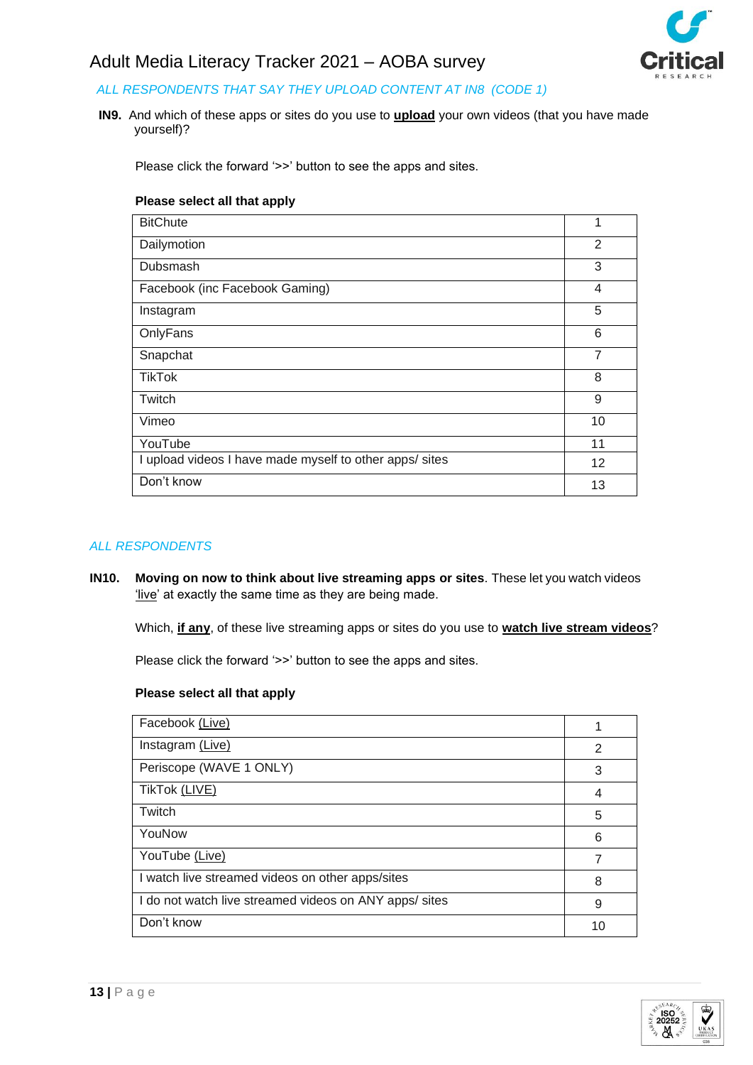*ALL RESPONDENTS THAT SAY THEY UPLOAD CONTENT AT IN8 (CODE 1)*

**IN9.** And which of these apps or sites do you use to **upload** your own videos (that you have made yourself)?

Please click the forward '>>' button to see the apps and sites.

**Please select all that apply**

| | |
|---|---|
| BitChute | 1 |
| Dailymotion | 2 |
| Dubsmash | 3 |
| Facebook (inc Facebook Gaming) | 4 |
| Instagram | 5 |
| OnlyFans | 6 |
| Snapchat | 7 |
| TikTok | 8 |
| Twitch | 9 |
| Vimeo | 10 |
| YouTube | 11 |
| I upload videos I have made myself to other apps/ sites | 12 |
| Don't know | 13 |

*ALL RESPONDENTS*

**IN10.** **Moving on now to think about live streaming apps or sites**. These let you watch videos 'live' at exactly the same time as they are being made.

Which, **if any**, of these live streaming apps or sites do you use to **watch live stream videos**?

Please click the forward '>>' button to see the apps and sites.

**Please select all that apply**

| | |
|---|---|
| Facebook (Live) | 1 |
| Instagram (Live) | 2 |
| Periscope (WAVE 1 ONLY) | 3 |
| TikTok (LIVE) | 4 |
| Twitch | 5 |
| YouNow | 6 |
| YouTube (Live) | 7 |
| I watch live streamed videos on other apps/sites | 8 |
| I do not watch live streamed videos on ANY apps/ sites | 9 |
| Don't know | 10 |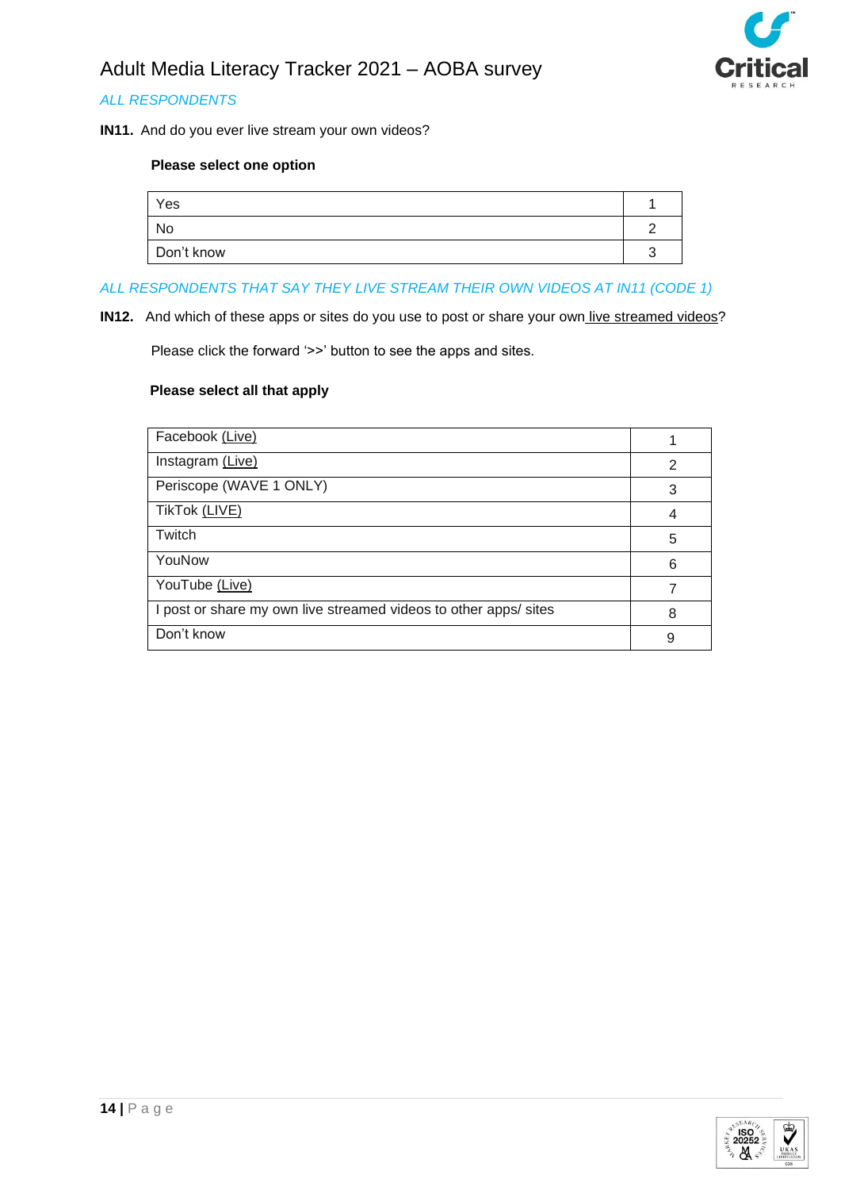*ALL RESPONDENTS*

**IN11.** And do you ever live stream your own videos?

**Please select one option**

| | |
|---|---|
| Yes | 1 |
| No | 2 |
| Don't know | 3 |

*ALL RESPONDENTS THAT SAY THEY LIVE STREAM THEIR OWN VIDEOS AT IN11 (CODE 1)*

**IN12.** And which of these apps or sites do you use to post or share your own live streamed videos?

Please click the forward '>>' button to see the apps and sites.

**Please select all that apply**

| | |
|---|---|
| Facebook (Live) | 1 |
| Instagram (Live) | 2 |
| Periscope (WAVE 1 ONLY) | 3 |
| TikTok (LIVE) | 4 |
| Twitch | 5 |
| YouNow | 6 |
| YouTube (Live) | 7 |
| I post or share my own live streamed videos to other apps/ sites | 8 |
| Don't know | 9 |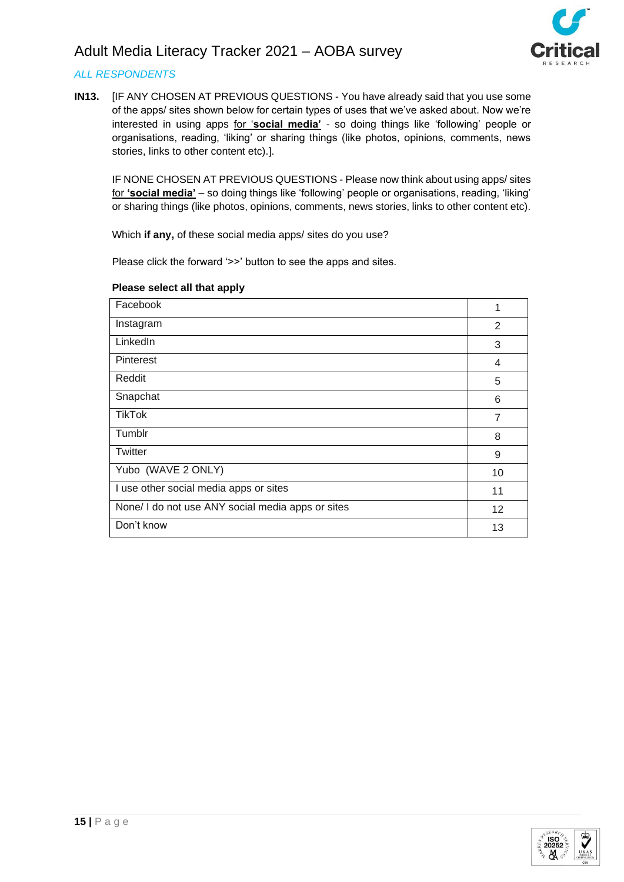*ALL RESPONDENTS*

**IN13.** [IF ANY CHOSEN AT PREVIOUS QUESTIONS - You have already said that you use some of the apps/ sites shown below for certain types of uses that we've asked about. Now we're interested in using apps <u>for '**social media'**</u> - so doing things like 'following' people or organisations, reading, 'liking' or sharing things (like photos, opinions, comments, news stories, links to other content etc).].

IF NONE CHOSEN AT PREVIOUS QUESTIONS - Please now think about using apps/ sites <u>for **'social media'**</u> – so doing things like 'following' people or organisations, reading, 'liking' or sharing things (like photos, opinions, comments, news stories, links to other content etc).

Which **if any,** of these social media apps/ sites do you use?

Please click the forward '>>' button to see the apps and sites.

**Please select all that apply**

| | |
|---|---|
| Facebook | 1 |
| Instagram | 2 |
| LinkedIn | 3 |
| Pinterest | 4 |
| Reddit | 5 |
| Snapchat | 6 |
| TikTok | 7 |
| Tumblr | 8 |
| Twitter | 9 |
| Yubo (WAVE 2 ONLY) | 10 |
| I use other social media apps or sites | 11 |
| None/ I do not use ANY social media apps or sites | 12 |
| Don't know | 13 |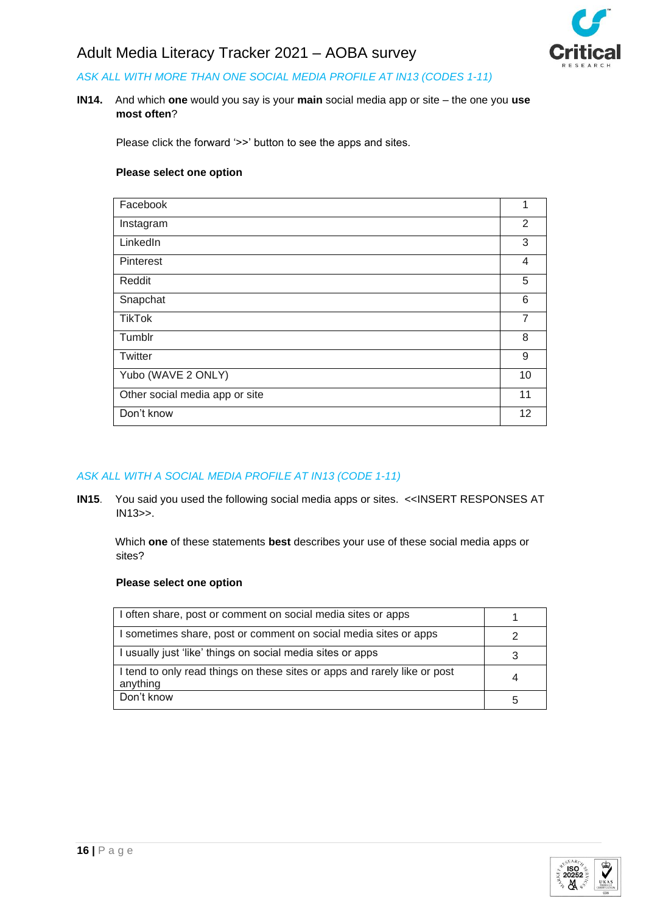*ASK ALL WITH MORE THAN ONE SOCIAL MEDIA PROFILE AT IN13 (CODES 1-11)*

**IN14.** And which **one** would you say is your **main** social media app or site – the one you **use most often**?

Please click the forward '>>' button to see the apps and sites.

**Please select one option**

| | |
|---|---|
| Facebook | 1 |
| Instagram | 2 |
| LinkedIn | 3 |
| Pinterest | 4 |
| Reddit | 5 |
| Snapchat | 6 |
| TikTok | 7 |
| Tumblr | 8 |
| Twitter | 9 |
| Yubo (WAVE 2 ONLY) | 10 |
| Other social media app or site | 11 |
| Don't know | 12 |

*ASK ALL WITH A SOCIAL MEDIA PROFILE AT IN13 (CODE 1-11)*

**IN15**. You said you used the following social media apps or sites. <<INSERT RESPONSES AT IN13>>.

Which **one** of these statements **best** describes your use of these social media apps or sites?

**Please select one option**

| | |
|---|---|
| I often share, post or comment on social media sites or apps | 1 |
| I sometimes share, post or comment on social media sites or apps | 2 |
| I usually just 'like' things on social media sites or apps | 3 |
| I tend to only read things on these sites or apps and rarely like or post anything | 4 |
| Don't know | 5 |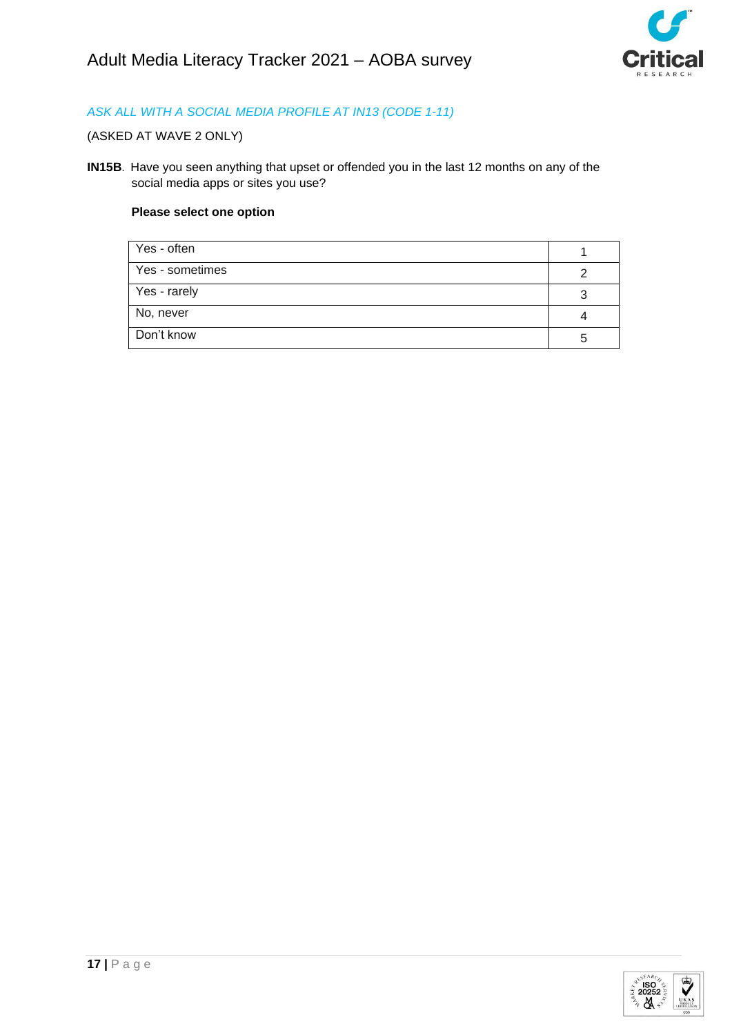*ASK ALL WITH A SOCIAL MEDIA PROFILE AT IN13 (CODE 1-11)*

(ASKED AT WAVE 2 ONLY)

**IN15B**. Have you seen anything that upset or offended you in the last 12 months on any of the social media apps or sites you use?

**Please select one option**

| | |
|---|---|
| Yes - often | 1 |
| Yes - sometimes | 2 |
| Yes - rarely | 3 |
| No, never | 4 |
| Don't know | 5 |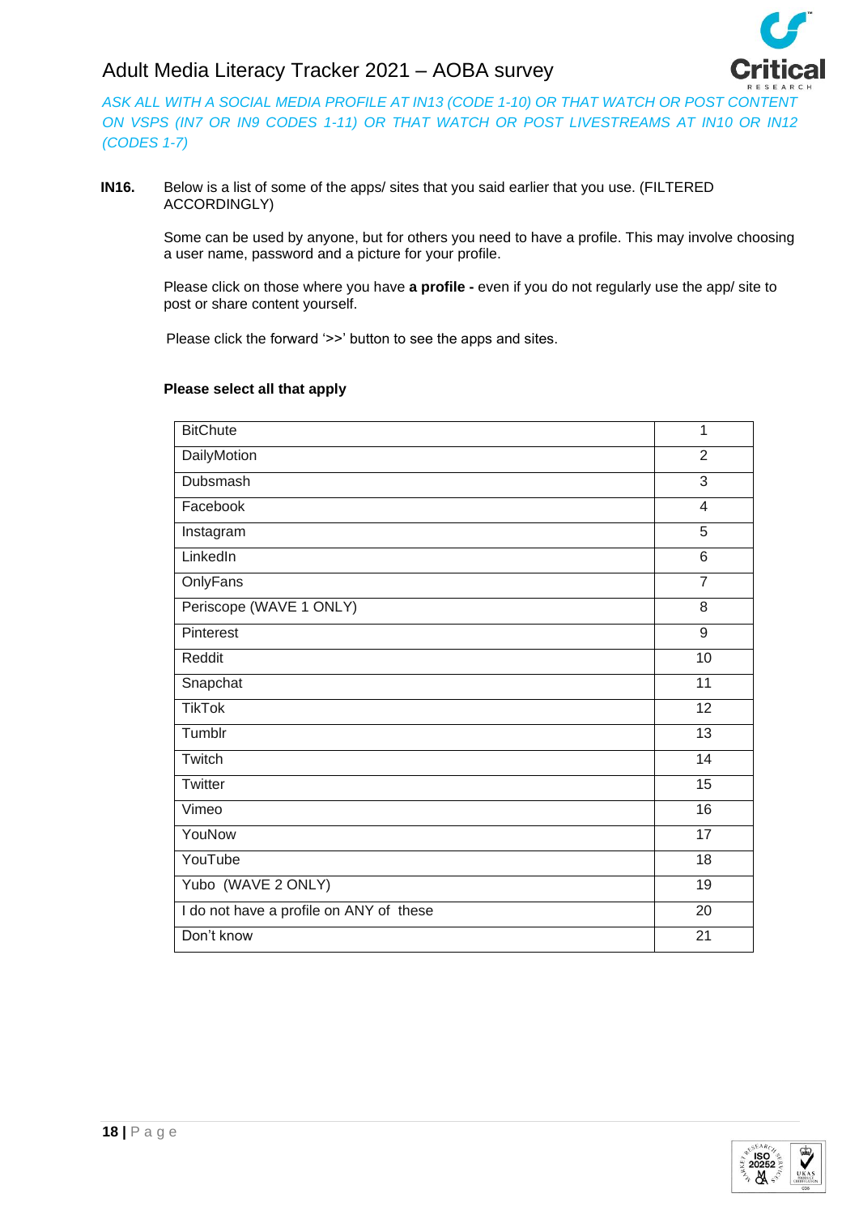*ASK ALL WITH A SOCIAL MEDIA PROFILE AT IN13 (CODE 1-10) OR THAT WATCH OR POST CONTENT ON VSPS (IN7 OR IN9 CODES 1-11) OR THAT WATCH OR POST LIVESTREAMS AT IN10 OR IN12 (CODES 1-7)*

**IN16.** Below is a list of some of the apps/ sites that you said earlier that you use. (FILTERED ACCORDINGLY)

Some can be used by anyone, but for others you need to have a profile. This may involve choosing a user name, password and a picture for your profile.

Please click on those where you have **a profile -** even if you do not regularly use the app/ site to post or share content yourself.

Please click the forward '>>' button to see the apps and sites.

**Please select all that apply**

| | |
|---|---|
| BitChute | 1 |
| DailyMotion | 2 |
| Dubsmash | 3 |
| Facebook | 4 |
| Instagram | 5 |
| LinkedIn | 6 |
| OnlyFans | 7 |
| Periscope (WAVE 1 ONLY) | 8 |
| Pinterest | 9 |
| Reddit | 10 |
| Snapchat | 11 |
| TikTok | 12 |
| Tumblr | 13 |
| Twitch | 14 |
| Twitter | 15 |
| Vimeo | 16 |
| YouNow | 17 |
| YouTube | 18 |
| Yubo (WAVE 2 ONLY) | 19 |
| I do not have a profile on ANY of these | 20 |
| Don't know | 21 |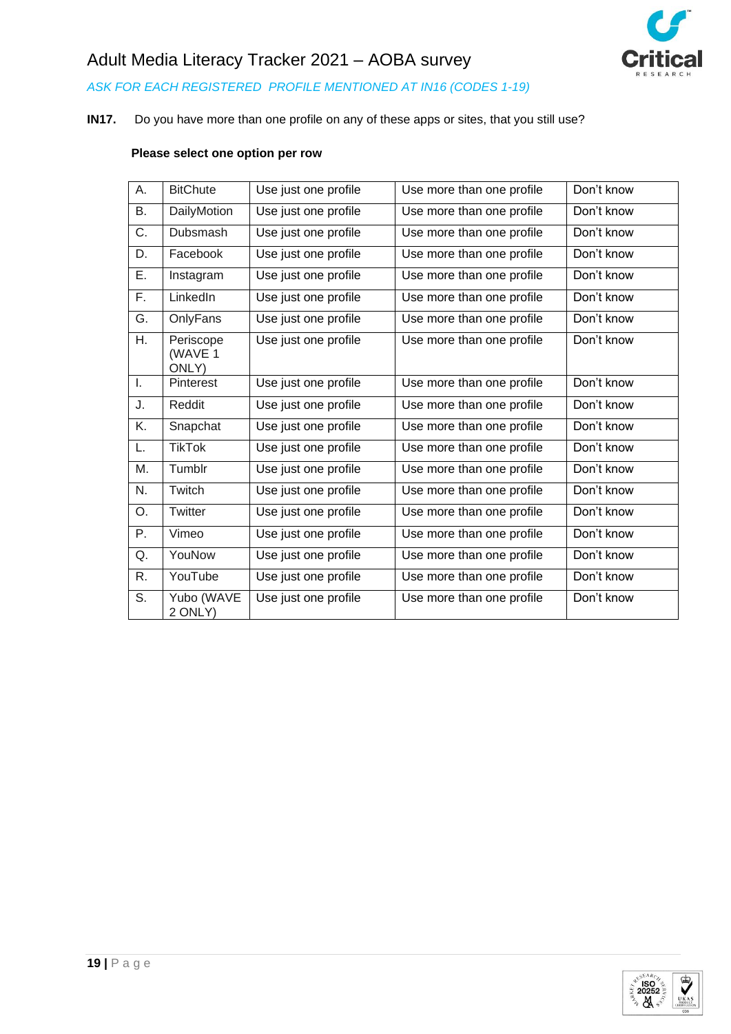*ASK FOR EACH REGISTERED PROFILE MENTIONED AT IN16 (CODES 1-19)*

**IN17.** Do you have more than one profile on any of these apps or sites, that you still use?

**Please select one option per row**

| | | | | |
|---|---|---|---|---|
| A. | BitChute | Use just one profile | Use more than one profile | Don't know |
| B. | DailyMotion | Use just one profile | Use more than one profile | Don't know |
| C. | Dubsmash | Use just one profile | Use more than one profile | Don't know |
| D. | Facebook | Use just one profile | Use more than one profile | Don't know |
| E. | Instagram | Use just one profile | Use more than one profile | Don't know |
| F. | LinkedIn | Use just one profile | Use more than one profile | Don't know |
| G. | OnlyFans | Use just one profile | Use more than one profile | Don't know |
| H. | Periscope (WAVE 1 ONLY) | Use just one profile | Use more than one profile | Don't know |
| I. | Pinterest | Use just one profile | Use more than one profile | Don't know |
| J. | Reddit | Use just one profile | Use more than one profile | Don't know |
| K. | Snapchat | Use just one profile | Use more than one profile | Don't know |
| L. | TikTok | Use just one profile | Use more than one profile | Don't know |
| M. | Tumblr | Use just one profile | Use more than one profile | Don't know |
| N. | Twitch | Use just one profile | Use more than one profile | Don't know |
| O. | Twitter | Use just one profile | Use more than one profile | Don't know |
| P. | Vimeo | Use just one profile | Use more than one profile | Don't know |
| Q. | YouNow | Use just one profile | Use more than one profile | Don't know |
| R. | YouTube | Use just one profile | Use more than one profile | Don't know |
| S. | Yubo (WAVE 2 ONLY) | Use just one profile | Use more than one profile | Don't know |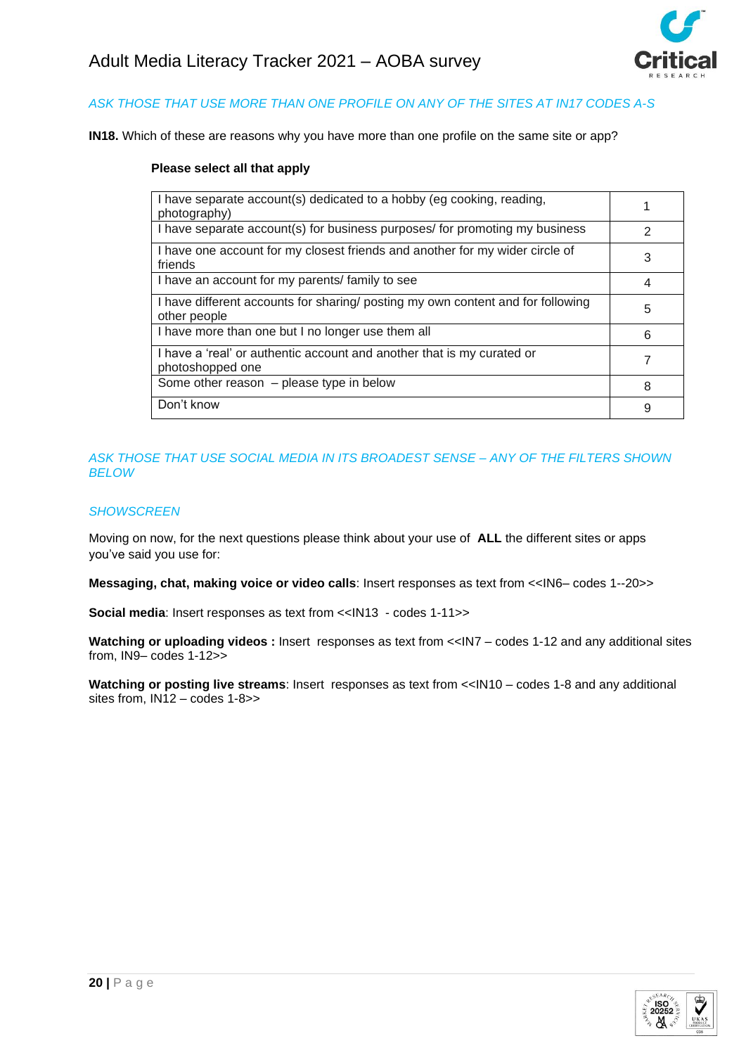*ASK THOSE THAT USE MORE THAN ONE PROFILE ON ANY OF THE SITES AT IN17 CODES A-S*

**IN18.** Which of these are reasons why you have more than one profile on the same site or app?

**Please select all that apply**

| | |
|---|---|
| I have separate account(s) dedicated to a hobby (eg cooking, reading, photography) | 1 |
| I have separate account(s) for business purposes/ for promoting my business | 2 |
| I have one account for my closest friends and another for my wider circle of friends | 3 |
| I have an account for my parents/ family to see | 4 |
| I have different accounts for sharing/ posting my own content and for following other people | 5 |
| I have more than one but I no longer use them all | 6 |
| I have a 'real' or authentic account and another that is my curated or photoshopped one | 7 |
| Some other reason – please type in below | 8 |
| Don't know | 9 |

*ASK THOSE THAT USE SOCIAL MEDIA IN ITS BROADEST SENSE – ANY OF THE FILTERS SHOWN BELOW*

*SHOWSCREEN*

Moving on now, for the next questions please think about your use of **ALL** the different sites or apps you've said you use for:

**Messaging, chat, making voice or video calls**: Insert responses as text from <<IN6– codes 1--20>>

**Social media**: Insert responses as text from <<IN13 - codes 1-11>>

**Watching or uploading videos :** Insert responses as text from <<IN7 – codes 1-12 and any additional sites from, IN9– codes 1-12>>

**Watching or posting live streams**: Insert responses as text from <<IN10 – codes 1-8 and any additional sites from, IN12 – codes 1-8>>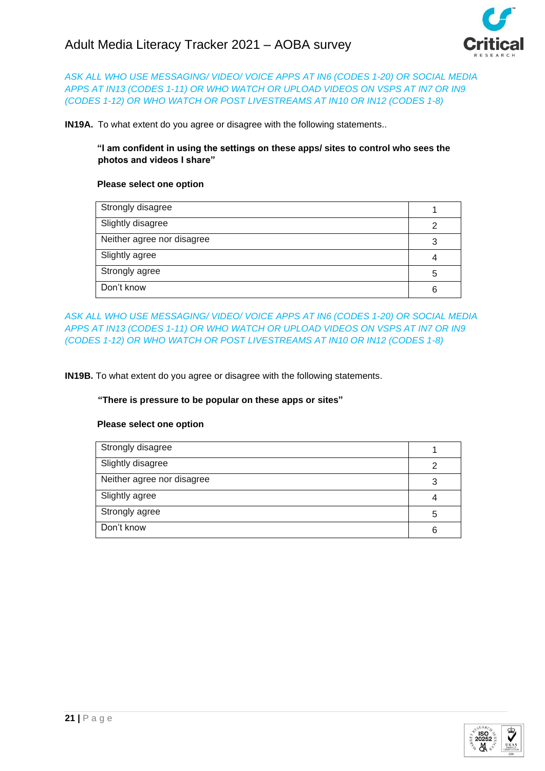*ASK ALL WHO USE MESSAGING/ VIDEO/ VOICE APPS AT IN6 (CODES 1-20) OR SOCIAL MEDIA APPS AT IN13 (CODES 1-11) OR WHO WATCH OR UPLOAD VIDEOS ON VSPS AT IN7 OR IN9 (CODES 1-12) OR WHO WATCH OR POST LIVESTREAMS AT IN10 OR IN12 (CODES 1-8)*

**IN19A.** To what extent do you agree or disagree with the following statements..

**"I am confident in using the settings on these apps/ sites to control who sees the photos and videos I share"**

**Please select one option**

| | |
|---|---|
| Strongly disagree | 1 |
| Slightly disagree | 2 |
| Neither agree nor disagree | 3 |
| Slightly agree | 4 |
| Strongly agree | 5 |
| Don't know | 6 |

*ASK ALL WHO USE MESSAGING/ VIDEO/ VOICE APPS AT IN6 (CODES 1-20) OR SOCIAL MEDIA APPS AT IN13 (CODES 1-11) OR WHO WATCH OR UPLOAD VIDEOS ON VSPS AT IN7 OR IN9 (CODES 1-12) OR WHO WATCH OR POST LIVESTREAMS AT IN10 OR IN12 (CODES 1-8)*

**IN19B.** To what extent do you agree or disagree with the following statements.

**"There is pressure to be popular on these apps or sites"**

**Please select one option**

| | |
|---|---|
| Strongly disagree | 1 |
| Slightly disagree | 2 |
| Neither agree nor disagree | 3 |
| Slightly agree | 4 |
| Strongly agree | 5 |
| Don't know | 6 |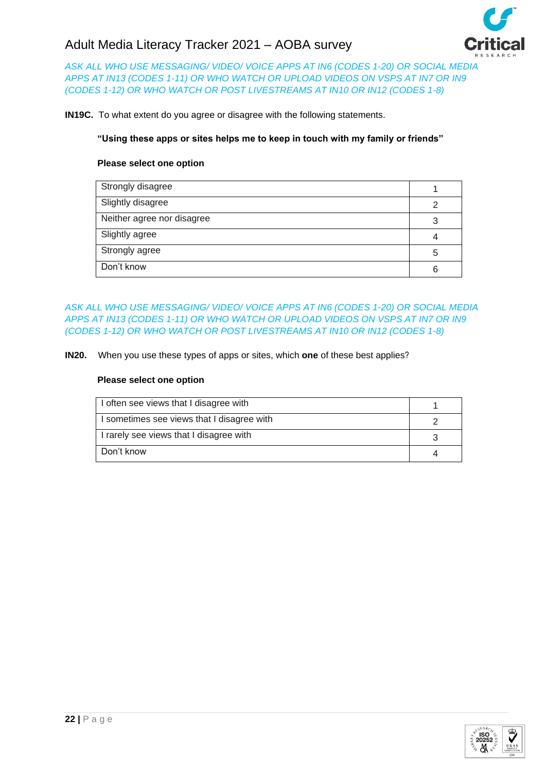*ASK ALL WHO USE MESSAGING/ VIDEO/ VOICE APPS AT IN6 (CODES 1-20) OR SOCIAL MEDIA APPS AT IN13 (CODES 1-11) OR WHO WATCH OR UPLOAD VIDEOS ON VSPS AT IN7 OR IN9 (CODES 1-12) OR WHO WATCH OR POST LIVESTREAMS AT IN10 OR IN12 (CODES 1-8)*

**IN19C.** To what extent do you agree or disagree with the following statements.

**"Using these apps or sites helps me to keep in touch with my family or friends"**

**Please select one option**

| | |
|---|---|
| Strongly disagree | 1 |
| Slightly disagree | 2 |
| Neither agree nor disagree | 3 |
| Slightly agree | 4 |
| Strongly agree | 5 |
| Don't know | 6 |

*ASK ALL WHO USE MESSAGING/ VIDEO/ VOICE APPS AT IN6 (CODES 1-20) OR SOCIAL MEDIA APPS AT IN13 (CODES 1-11) OR WHO WATCH OR UPLOAD VIDEOS ON VSPS AT IN7 OR IN9 (CODES 1-12) OR WHO WATCH OR POST LIVESTREAMS AT IN10 OR IN12 (CODES 1-8)*

**IN20.** When you use these types of apps or sites, which **one** of these best applies?

**Please select one option**

| | |
|---|---|
| I often see views that I disagree with | 1 |
| I sometimes see views that I disagree with | 2 |
| I rarely see views that I disagree with | 3 |
| Don't know | 4 |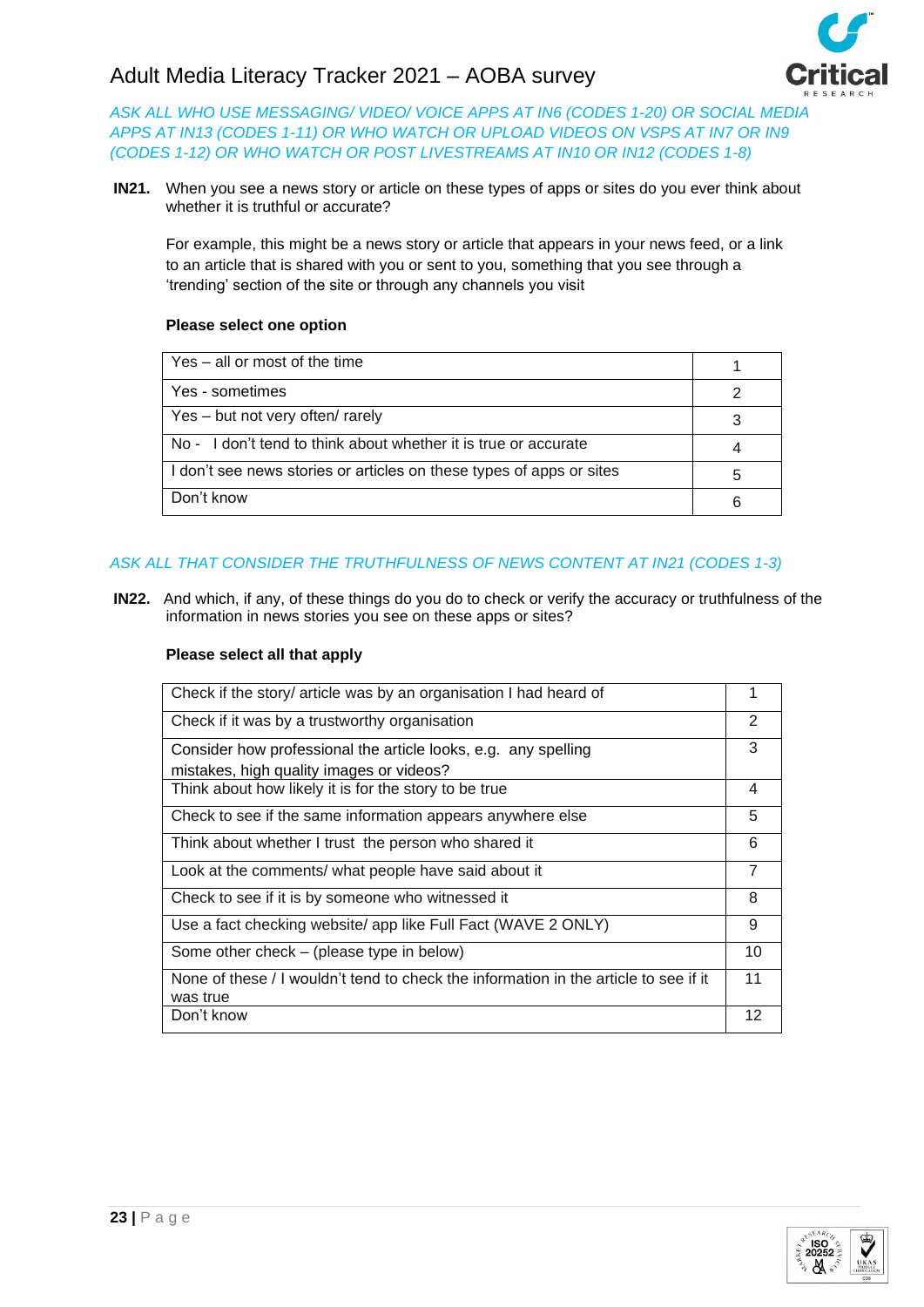*ASK ALL WHO USE MESSAGING/ VIDEO/ VOICE APPS AT IN6 (CODES 1-20) OR SOCIAL MEDIA APPS AT IN13 (CODES 1-11) OR WHO WATCH OR UPLOAD VIDEOS ON VSPS AT IN7 OR IN9 (CODES 1-12) OR WHO WATCH OR POST LIVESTREAMS AT IN10 OR IN12 (CODES 1-8)*

**IN21.** When you see a news story or article on these types of apps or sites do you ever think about whether it is truthful or accurate?

For example, this might be a news story or article that appears in your news feed, or a link to an article that is shared with you or sent to you, something that you see through a 'trending' section of the site or through any channels you visit

**Please select one option**

| | |
|---|---|
| Yes – all or most of the time | 1 |
| Yes - sometimes | 2 |
| Yes – but not very often/ rarely | 3 |
| No - I don't tend to think about whether it is true or accurate | 4 |
| I don't see news stories or articles on these types of apps or sites | 5 |
| Don't know | 6 |

*ASK ALL THAT CONSIDER THE TRUTHFULNESS OF NEWS CONTENT AT IN21 (CODES 1-3)*

**IN22.** And which, if any, of these things do you do to check or verify the accuracy or truthfulness of the information in news stories you see on these apps or sites?

**Please select all that apply**

| | |
|---|---|
| Check if the story/ article was by an organisation I had heard of | 1 |
| Check if it was by a trustworthy organisation | 2 |
| Consider how professional the article looks, e.g. any spelling mistakes, high quality images or videos? | 3 |
| Think about how likely it is for the story to be true | 4 |
| Check to see if the same information appears anywhere else | 5 |
| Think about whether I trust the person who shared it | 6 |
| Look at the comments/ what people have said about it | 7 |
| Check to see if it is by someone who witnessed it | 8 |
| Use a fact checking website/ app like Full Fact (WAVE 2 ONLY) | 9 |
| Some other check – (please type in below) | 10 |
| None of these / I wouldn't tend to check the information in the article to see if it was true | 11 |
| Don't know | 12 |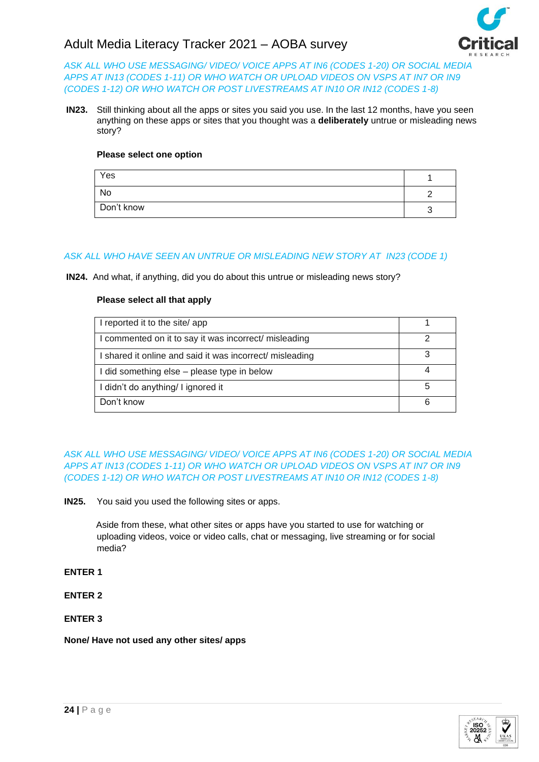*ASK ALL WHO USE MESSAGING/ VIDEO/ VOICE APPS AT IN6 (CODES 1-20) OR SOCIAL MEDIA APPS AT IN13 (CODES 1-11) OR WHO WATCH OR UPLOAD VIDEOS ON VSPS AT IN7 OR IN9 (CODES 1-12) OR WHO WATCH OR POST LIVESTREAMS AT IN10 OR IN12 (CODES 1-8)*

**IN23.** Still thinking about all the apps or sites you said you use. In the last 12 months, have you seen anything on these apps or sites that you thought was a **deliberately** untrue or misleading news story?

**Please select one option**

| | |
|---|---|
| Yes | 1 |
| No | 2 |
| Don't know | 3 |

*ASK ALL WHO HAVE SEEN AN UNTRUE OR MISLEADING NEW STORY AT IN23 (CODE 1)*

**IN24.** And what, if anything, did you do about this untrue or misleading news story?

**Please select all that apply**

| | |
|---|---|
| I reported it to the site/ app | 1 |
| I commented on it to say it was incorrect/ misleading | 2 |
| I shared it online and said it was incorrect/ misleading | 3 |
| I did something else – please type in below | 4 |
| I didn't do anything/ I ignored it | 5 |
| Don't know | 6 |

*ASK ALL WHO USE MESSAGING/ VIDEO/ VOICE APPS AT IN6 (CODES 1-20) OR SOCIAL MEDIA APPS AT IN13 (CODES 1-11) OR WHO WATCH OR UPLOAD VIDEOS ON VSPS AT IN7 OR IN9 (CODES 1-12) OR WHO WATCH OR POST LIVESTREAMS AT IN10 OR IN12 (CODES 1-8)*

**IN25.** You said you used the following sites or apps.

Aside from these, what other sites or apps have you started to use for watching or uploading videos, voice or video calls, chat or messaging, live streaming or for social media?

**ENTER 1**

**ENTER 2**

**ENTER 3**

**None/ Have not used any other sites/ apps**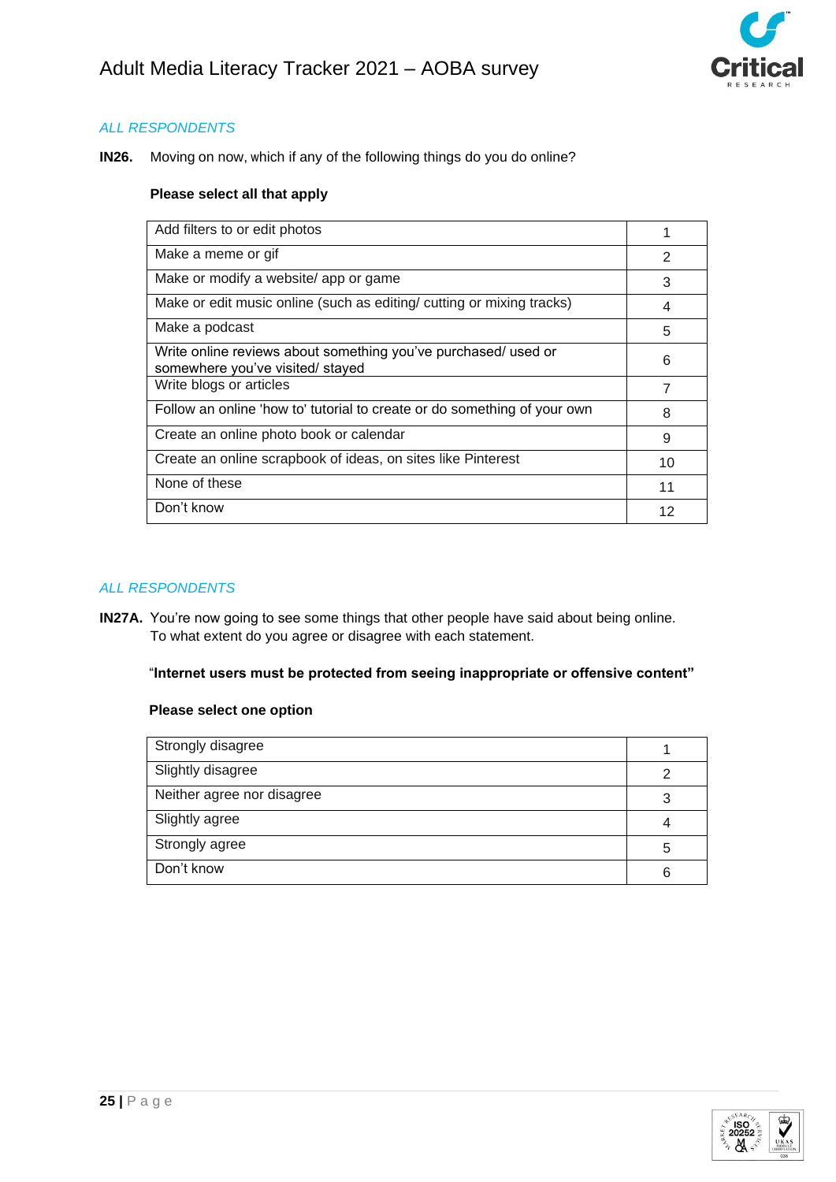*ALL RESPONDENTS*

**IN26.** Moving on now, which if any of the following things do you do online?

**Please select all that apply**

| | |
|---|---|
| Add filters to or edit photos | 1 |
| Make a meme or gif | 2 |
| Make or modify a website/ app or game | 3 |
| Make or edit music online (such as editing/ cutting or mixing tracks) | 4 |
| Make a podcast | 5 |
| Write online reviews about something you've purchased/ used or somewhere you've visited/ stayed | 6 |
| Write blogs or articles | 7 |
| Follow an online 'how to' tutorial to create or do something of your own | 8 |
| Create an online photo book or calendar | 9 |
| Create an online scrapbook of ideas, on sites like Pinterest | 10 |
| None of these | 11 |
| Don't know | 12 |

*ALL RESPONDENTS*

**IN27A.** You're now going to see some things that other people have said about being online. To what extent do you agree or disagree with each statement.

"**Internet users must be protected from seeing inappropriate or offensive content"**

**Please select one option**

| | |
|---|---|
| Strongly disagree | 1 |
| Slightly disagree | 2 |
| Neither agree nor disagree | 3 |
| Slightly agree | 4 |
| Strongly agree | 5 |
| Don't know | 6 |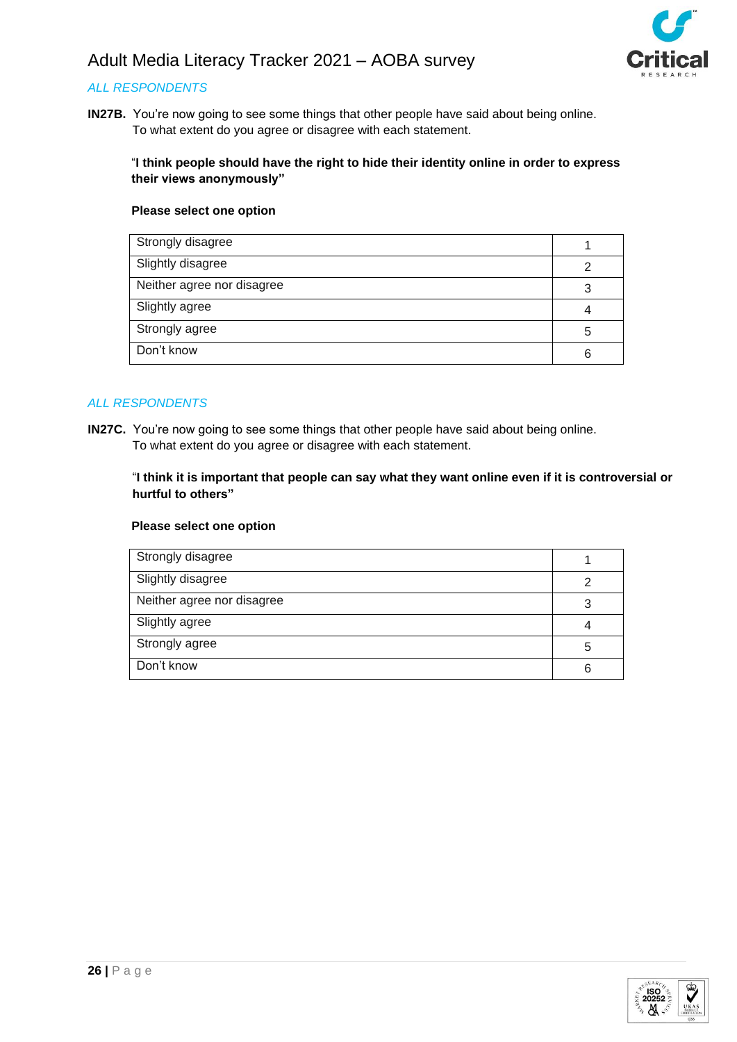*ALL RESPONDENTS*

**IN27B.** You're now going to see some things that other people have said about being online. To what extent do you agree or disagree with each statement.

"**I think people should have the right to hide their identity online in order to express their views anonymously"**

**Please select one option**

| | |
|---|---|
| Strongly disagree | 1 |
| Slightly disagree | 2 |
| Neither agree nor disagree | 3 |
| Slightly agree | 4 |
| Strongly agree | 5 |
| Don't know | 6 |

*ALL RESPONDENTS*

**IN27C.** You're now going to see some things that other people have said about being online. To what extent do you agree or disagree with each statement.

"**I think it is important that people can say what they want online even if it is controversial or hurtful to others"**

**Please select one option**

| | |
|---|---|
| Strongly disagree | 1 |
| Slightly disagree | 2 |
| Neither agree nor disagree | 3 |
| Slightly agree | 4 |
| Strongly agree | 5 |
| Don't know | 6 |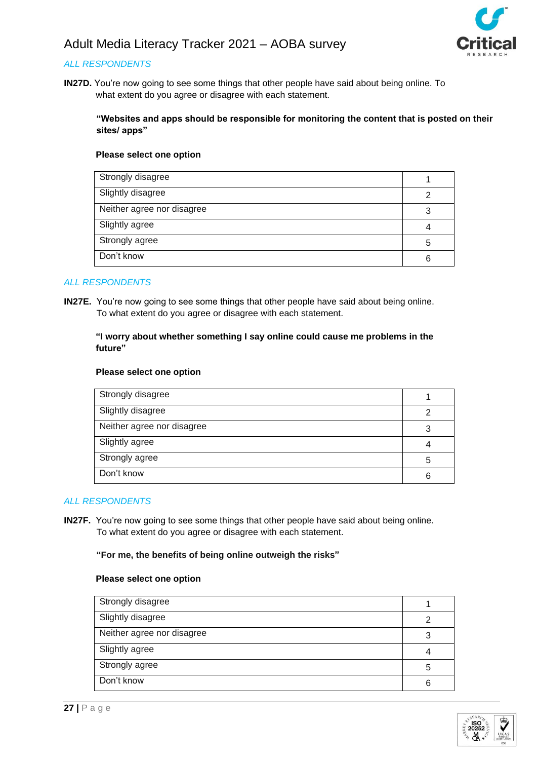*ALL RESPONDENTS*

**IN27D.** You're now going to see some things that other people have said about being online. To what extent do you agree or disagree with each statement.

**"Websites and apps should be responsible for monitoring the content that is posted on their sites/ apps"**

**Please select one option**

| | |
|---|---|
| Strongly disagree | 1 |
| Slightly disagree | 2 |
| Neither agree nor disagree | 3 |
| Slightly agree | 4 |
| Strongly agree | 5 |
| Don't know | 6 |

*ALL RESPONDENTS*

**IN27E.** You're now going to see some things that other people have said about being online. To what extent do you agree or disagree with each statement.

**"I worry about whether something I say online could cause me problems in the future"**

**Please select one option**

| | |
|---|---|
| Strongly disagree | 1 |
| Slightly disagree | 2 |
| Neither agree nor disagree | 3 |
| Slightly agree | 4 |
| Strongly agree | 5 |
| Don't know | 6 |

*ALL RESPONDENTS*

**IN27F.** You're now going to see some things that other people have said about being online. To what extent do you agree or disagree with each statement.

**"For me, the benefits of being online outweigh the risks"**

**Please select one option**

| | |
|---|---|
| Strongly disagree | 1 |
| Slightly disagree | 2 |
| Neither agree nor disagree | 3 |
| Slightly agree | 4 |
| Strongly agree | 5 |
| Don't know | 6 |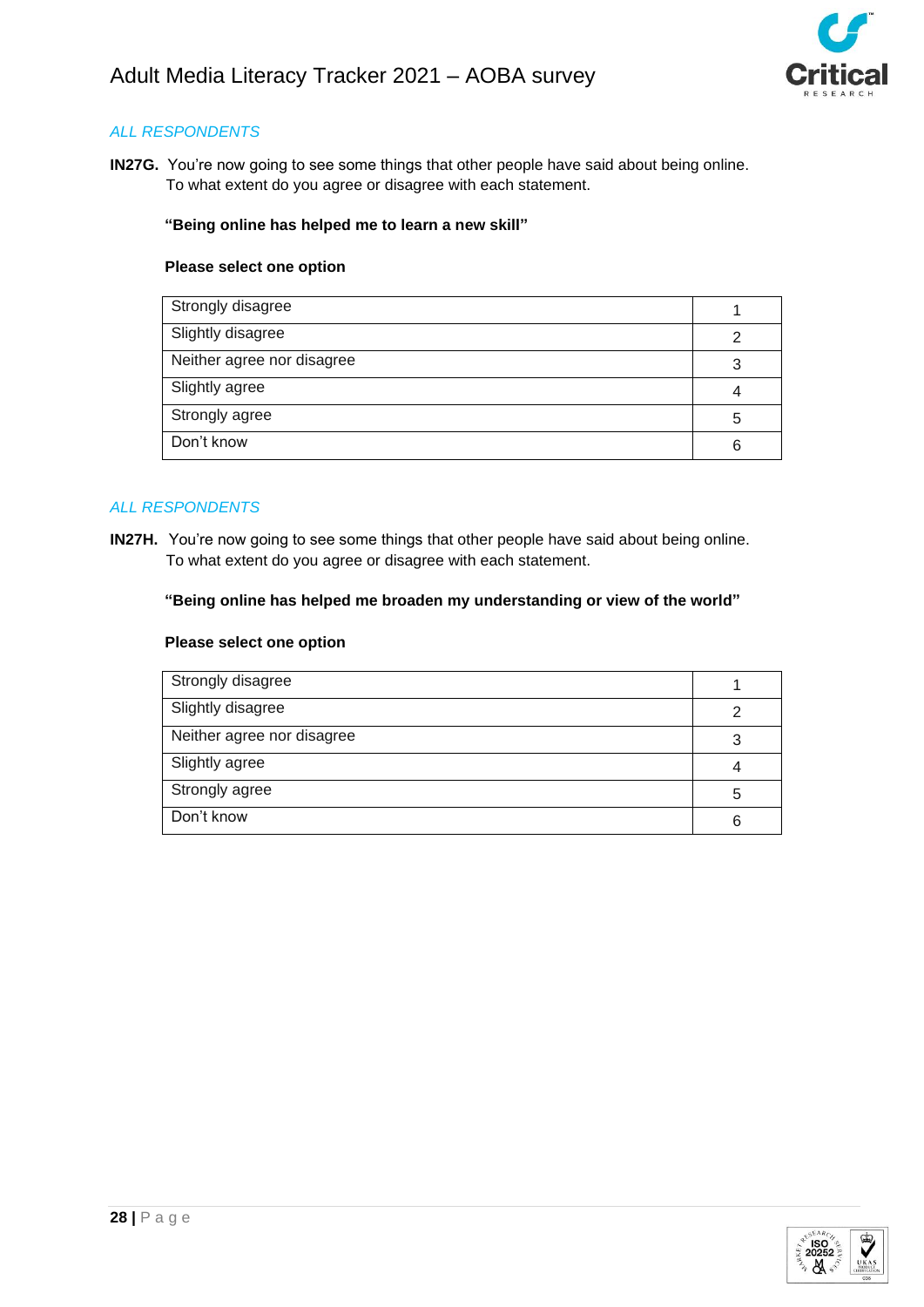*ALL RESPONDENTS*

**IN27G.** You're now going to see some things that other people have said about being online. To what extent do you agree or disagree with each statement.

**"Being online has helped me to learn a new skill"**

**Please select one option**

| | |
|---|---|
| Strongly disagree | 1 |
| Slightly disagree | 2 |
| Neither agree nor disagree | 3 |
| Slightly agree | 4 |
| Strongly agree | 5 |
| Don't know | 6 |

*ALL RESPONDENTS*

**IN27H.** You're now going to see some things that other people have said about being online. To what extent do you agree or disagree with each statement.

**"Being online has helped me broaden my understanding or view of the world"**

**Please select one option**

| | |
|---|---|
| Strongly disagree | 1 |
| Slightly disagree | 2 |
| Neither agree nor disagree | 3 |
| Slightly agree | 4 |
| Strongly agree | 5 |
| Don't know | 6 |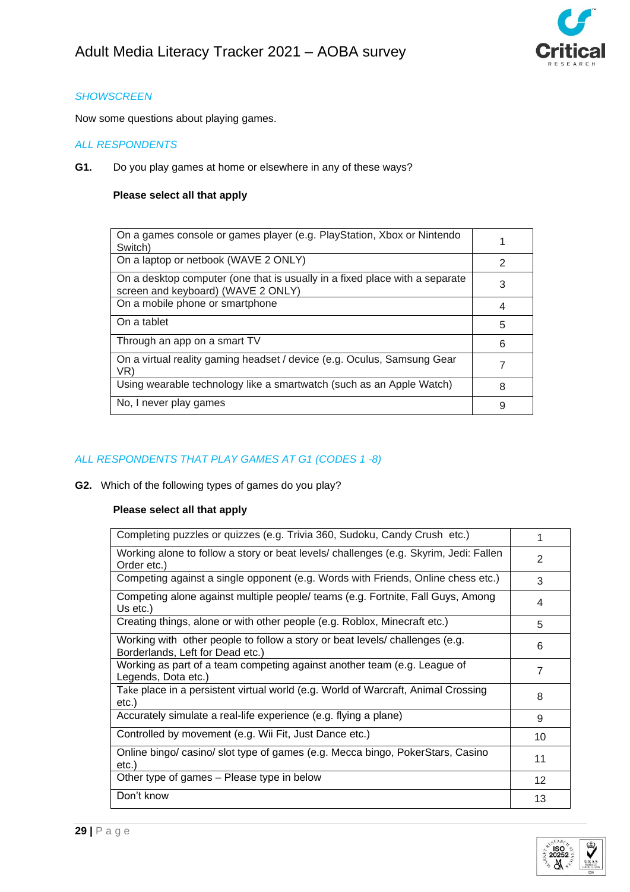*SHOWSCREEN*

Now some questions about playing games.

*ALL RESPONDENTS*

**G1.** Do you play games at home or elsewhere in any of these ways?

**Please select all that apply**

| | |
|---|---|
| On a games console or games player (e.g. PlayStation, Xbox or Nintendo Switch) | 1 |
| On a laptop or netbook (WAVE 2 ONLY) | 2 |
| On a desktop computer (one that is usually in a fixed place with a separate screen and keyboard) (WAVE 2 ONLY) | 3 |
| On a mobile phone or smartphone | 4 |
| On a tablet | 5 |
| Through an app on a smart TV | 6 |
| On a virtual reality gaming headset / device (e.g. Oculus, Samsung Gear VR) | 7 |
| Using wearable technology like a smartwatch (such as an Apple Watch) | 8 |
| No, I never play games | 9 |

*ALL RESPONDENTS THAT PLAY GAMES AT G1 (CODES 1 -8)*

**G2.** Which of the following types of games do you play?

**Please select all that apply**

| | |
|---|---|
| Completing puzzles or quizzes (e.g. Trivia 360, Sudoku, Candy Crush etc.) | 1 |
| Working alone to follow a story or beat levels/ challenges (e.g. Skyrim, Jedi: Fallen Order etc.) | 2 |
| Competing against a single opponent (e.g. Words with Friends, Online chess etc.) | 3 |
| Competing alone against multiple people/ teams (e.g. Fortnite, Fall Guys, Among Us etc.) | 4 |
| Creating things, alone or with other people (e.g. Roblox, Minecraft etc.) | 5 |
| Working with other people to follow a story or beat levels/ challenges (e.g. Borderlands, Left for Dead etc.) | 6 |
| Working as part of a team competing against another team (e.g. League of Legends, Dota etc.) | 7 |
| Take place in a persistent virtual world (e.g. World of Warcraft, Animal Crossing etc.) | 8 |
| Accurately simulate a real-life experience (e.g. flying a plane) | 9 |
| Controlled by movement (e.g. Wii Fit, Just Dance etc.) | 10 |
| Online bingo/ casino/ slot type of games (e.g. Mecca bingo, PokerStars, Casino etc.) | 11 |
| Other type of games – Please type in below | 12 |
| Don't know | 13 |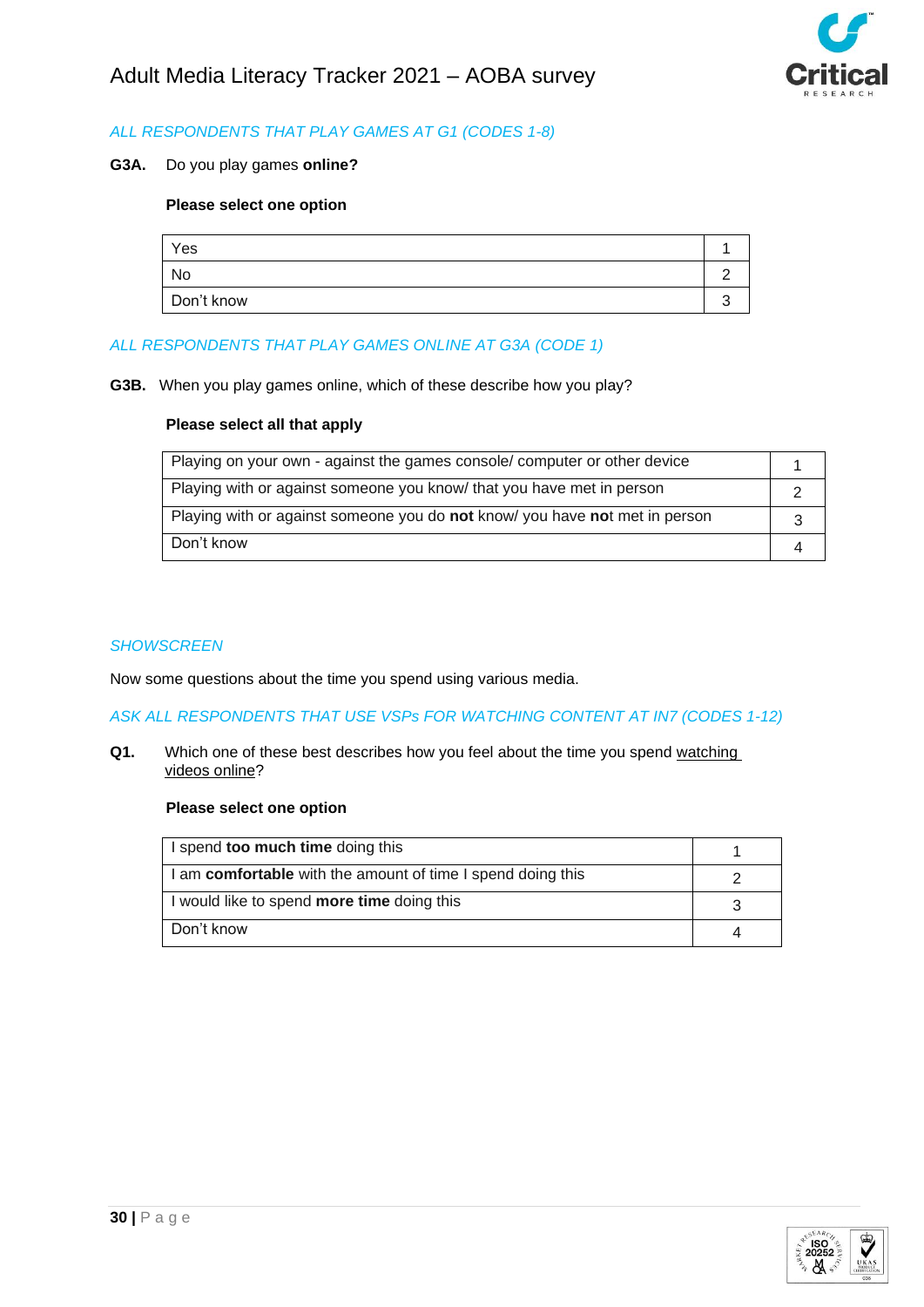*ALL RESPONDENTS THAT PLAY GAMES AT G1 (CODES 1-8)*

**G3A.** Do you play games **online?**

**Please select one option**

| | |
|---|---|
| Yes | 1 |
| No | 2 |
| Don't know | 3 |

*ALL RESPONDENTS THAT PLAY GAMES ONLINE AT G3A (CODE 1)*

**G3B.** When you play games online, which of these describe how you play?

**Please select all that apply**

| | |
|---|---|
| Playing on your own - against the games console/ computer or other device | 1 |
| Playing with or against someone you know/ that you have met in person | 2 |
| Playing with or against someone you do **not** know/ you have **no**t met in person | 3 |
| Don't know | 4 |

*SHOWSCREEN*

Now some questions about the time you spend using various media.

*ASK ALL RESPONDENTS THAT USE VSPs FOR WATCHING CONTENT AT IN7 (CODES 1-12)*

**Q1.** Which one of these best describes how you feel about the time you spend watching videos online?

**Please select one option**

| | |
|---|---|
| I spend **too much time** doing this | 1 |
| I am **comfortable** with the amount of time I spend doing this | 2 |
| I would like to spend **more time** doing this | 3 |
| Don't know | 4 |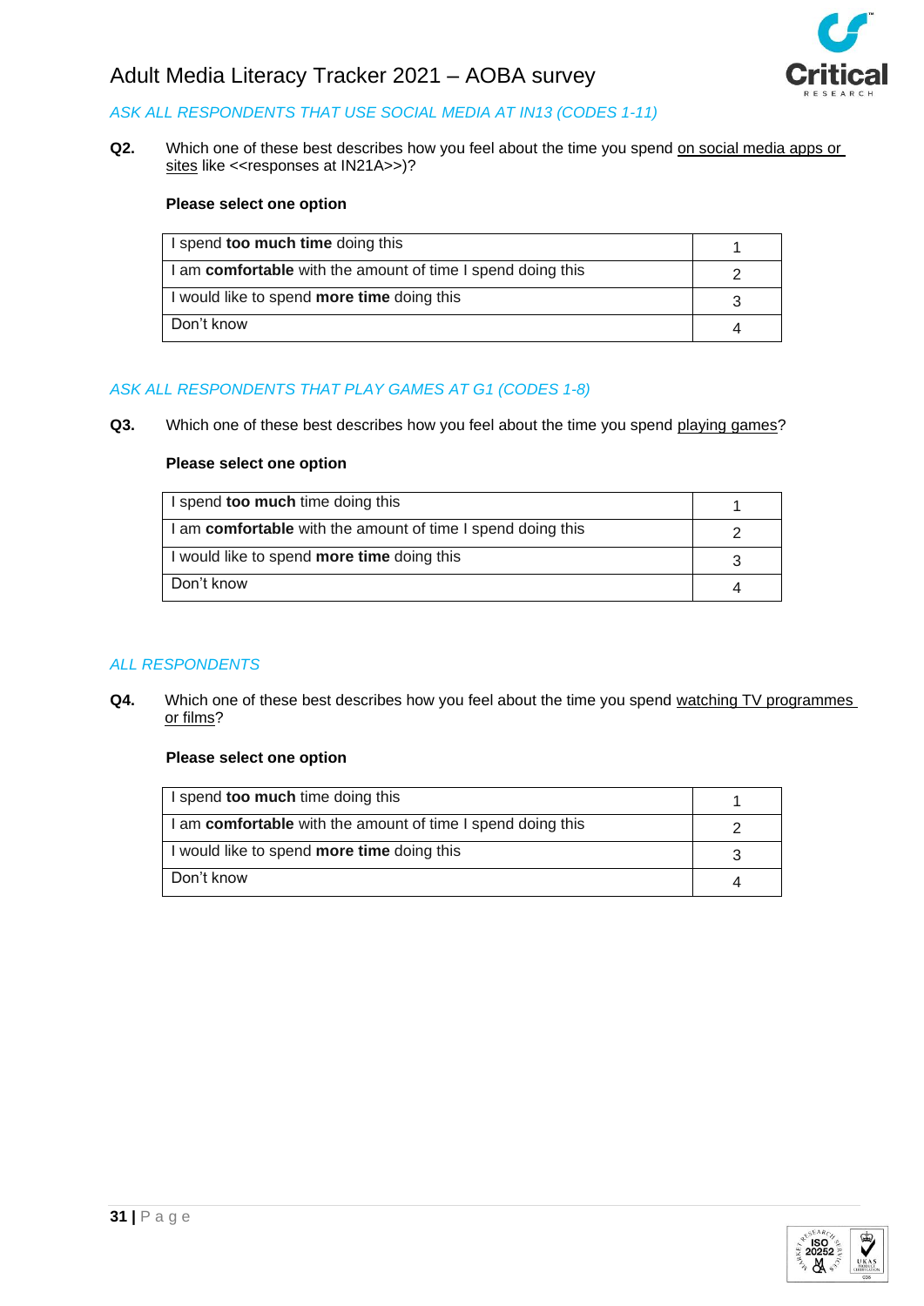*ASK ALL RESPONDENTS THAT USE SOCIAL MEDIA AT IN13 (CODES 1-11)*

**Q2.** Which one of these best describes how you feel about the time you spend <u>on social media apps or sites</u> like <<responses at IN21A>>)?

**Please select one option**

| | |
|---|---|
| I spend **too much time** doing this | 1 |
| I am **comfortable** with the amount of time I spend doing this | 2 |
| I would like to spend **more time** doing this | 3 |
| Don't know | 4 |

*ASK ALL RESPONDENTS THAT PLAY GAMES AT G1 (CODES 1-8)*

**Q3.** Which one of these best describes how you feel about the time you spend <u>playing games</u>?

**Please select one option**

| | |
|---|---|
| I spend **too much** time doing this | 1 |
| I am **comfortable** with the amount of time I spend doing this | 2 |
| I would like to spend **more time** doing this | 3 |
| Don't know | 4 |

*ALL RESPONDENTS*

**Q4.** Which one of these best describes how you feel about the time you spend <u>watching TV programmes or films</u>?

**Please select one option**

| | |
|---|---|
| I spend **too much** time doing this | 1 |
| I am **comfortable** with the amount of time I spend doing this | 2 |
| I would like to spend **more time** doing this | 3 |
| Don't know | 4 |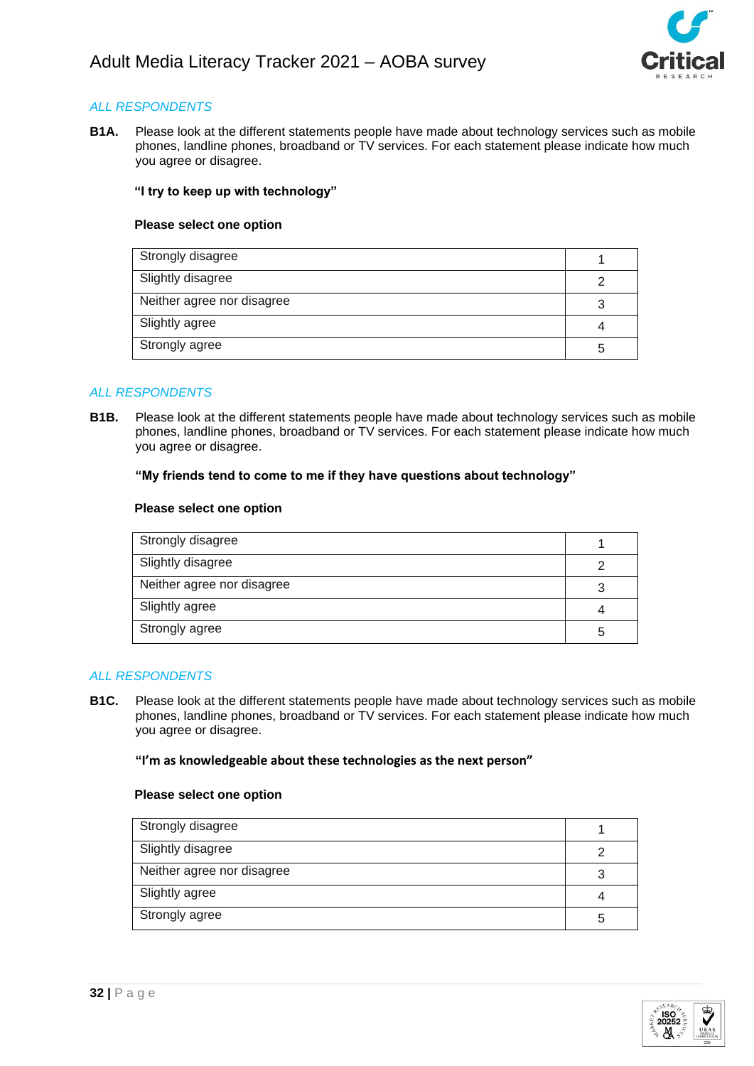*ALL RESPONDENTS*

**B1A.** Please look at the different statements people have made about technology services such as mobile phones, landline phones, broadband or TV services. For each statement please indicate how much you agree or disagree.

**"I try to keep up with technology"**

**Please select one option**

| | |
|---|---|
| Strongly disagree | 1 |
| Slightly disagree | 2 |
| Neither agree nor disagree | 3 |
| Slightly agree | 4 |
| Strongly agree | 5 |

*ALL RESPONDENTS*

**B1B.** Please look at the different statements people have made about technology services such as mobile phones, landline phones, broadband or TV services. For each statement please indicate how much you agree or disagree.

**"My friends tend to come to me if they have questions about technology"**

**Please select one option**

| | |
|---|---|
| Strongly disagree | 1 |
| Slightly disagree | 2 |
| Neither agree nor disagree | 3 |
| Slightly agree | 4 |
| Strongly agree | 5 |

*ALL RESPONDENTS*

**B1C.** Please look at the different statements people have made about technology services such as mobile phones, landline phones, broadband or TV services. For each statement please indicate how much you agree or disagree.

**"I'm as knowledgeable about these technologies as the next person"**

**Please select one option**

| | |
|---|---|
| Strongly disagree | 1 |
| Slightly disagree | 2 |
| Neither agree nor disagree | 3 |
| Slightly agree | 4 |
| Strongly agree | 5 |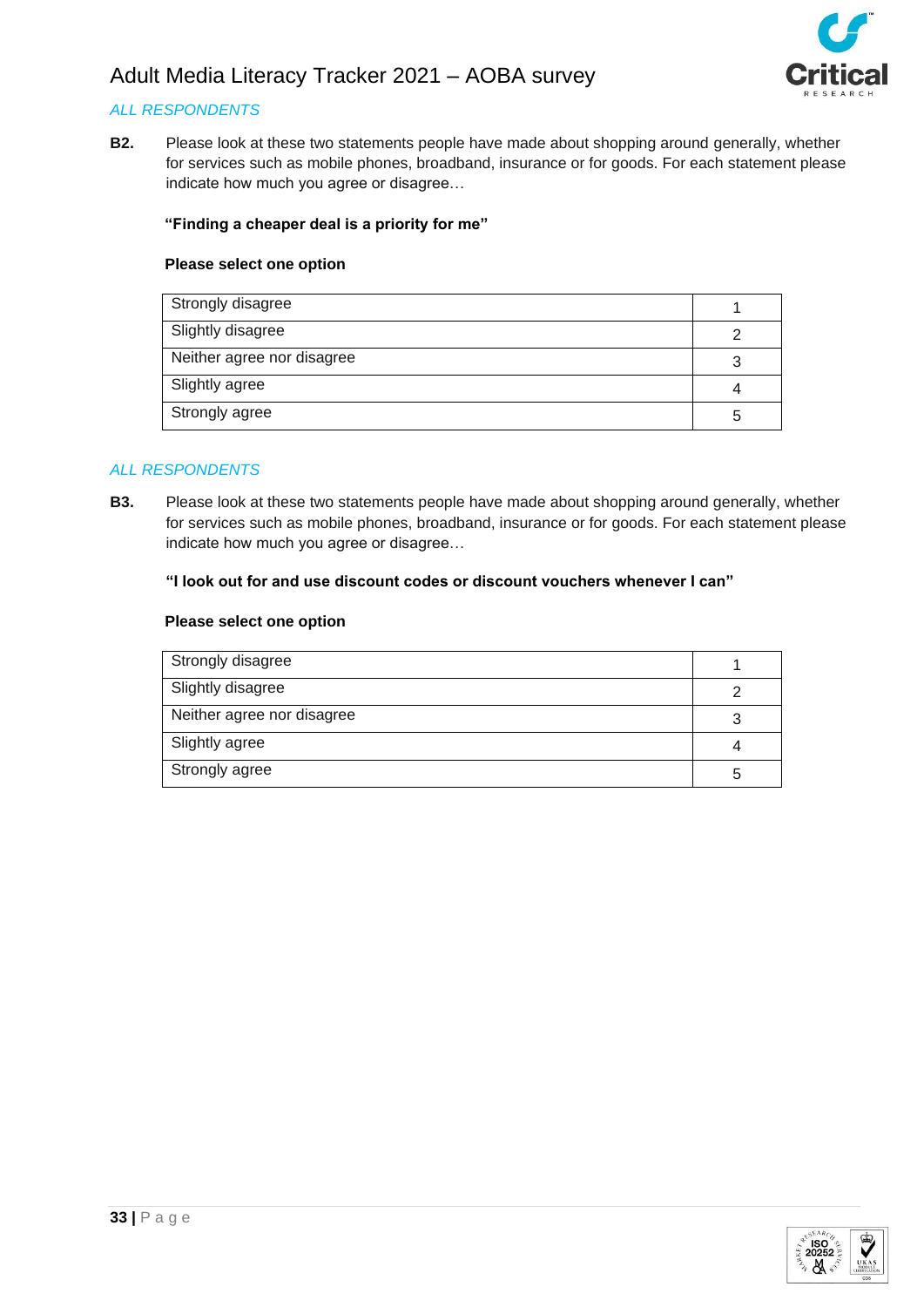*ALL RESPONDENTS*

**B2.** Please look at these two statements people have made about shopping around generally, whether for services such as mobile phones, broadband, insurance or for goods. For each statement please indicate how much you agree or disagree…

**"Finding a cheaper deal is a priority for me"**

**Please select one option**

| | |
|---|---|
| Strongly disagree | 1 |
| Slightly disagree | 2 |
| Neither agree nor disagree | 3 |
| Slightly agree | 4 |
| Strongly agree | 5 |

*ALL RESPONDENTS*

**B3.** Please look at these two statements people have made about shopping around generally, whether for services such as mobile phones, broadband, insurance or for goods. For each statement please indicate how much you agree or disagree…

**"I look out for and use discount codes or discount vouchers whenever I can"**

**Please select one option**

| | |
|---|---|
| Strongly disagree | 1 |
| Slightly disagree | 2 |
| Neither agree nor disagree | 3 |
| Slightly agree | 4 |
| Strongly agree | 5 |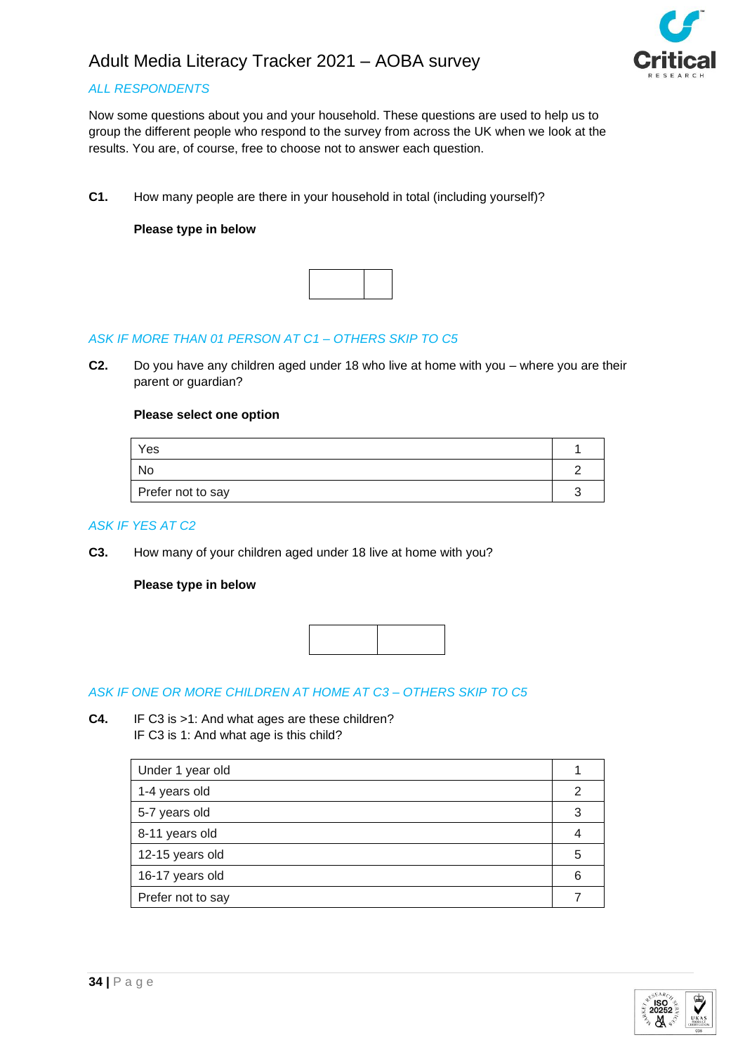*ALL RESPONDENTS*

Now some questions about you and your household. These questions are used to help us to group the different people who respond to the survey from across the UK when we look at the results. You are, of course, free to choose not to answer each question.

**C1.** How many people are there in your household in total (including yourself)?

**Please type in below**

| | |
|---|---|
| | |

*ASK IF MORE THAN 01 PERSON AT C1 – OTHERS SKIP TO C5*

**C2.** Do you have any children aged under 18 who live at home with you – where you are their parent or guardian?

**Please select one option**

| | |
|---|---|
| Yes | 1 |
| No | 2 |
| Prefer not to say | 3 |

*ASK IF YES AT C2*

**C3.** How many of your children aged under 18 live at home with you?

**Please type in below**

| | |
|---|---|
| | |

*ASK IF ONE OR MORE CHILDREN AT HOME AT C3 – OTHERS SKIP TO C5*

**C4.** IF C3 is >1: And what ages are these children?
IF C3 is 1: And what age is this child?

| | |
|---|---|
| Under 1 year old | 1 |
| 1-4 years old | 2 |
| 5-7 years old | 3 |
| 8-11 years old | 4 |
| 12-15 years old | 5 |
| 16-17 years old | 6 |
| Prefer not to say | 7 |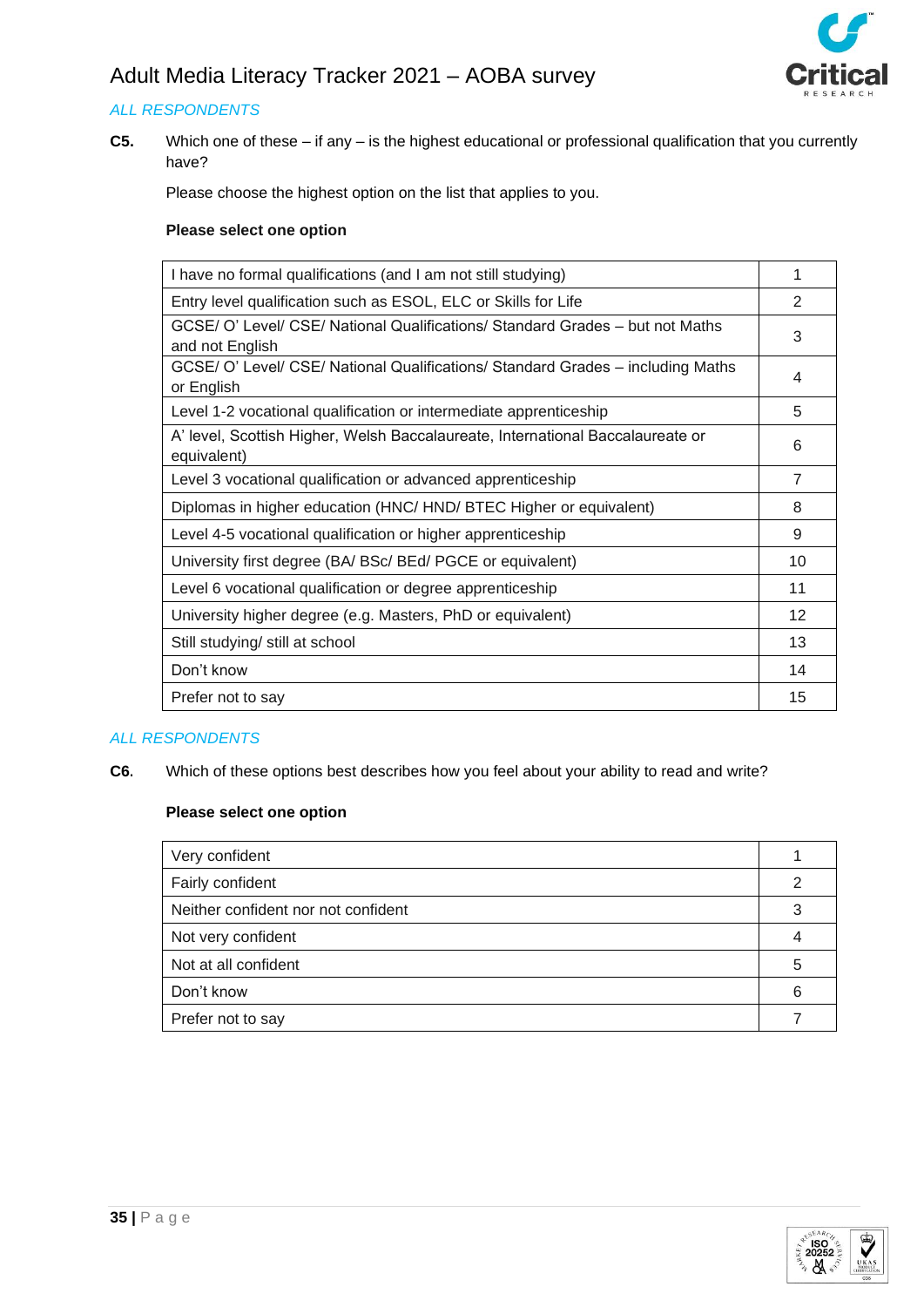*ALL RESPONDENTS*

**C5.** Which one of these – if any – is the highest educational or professional qualification that you currently have?

Please choose the highest option on the list that applies to you.

**Please select one option**

| | |
|---|---|
| I have no formal qualifications (and I am not still studying) | 1 |
| Entry level qualification such as ESOL, ELC or Skills for Life | 2 |
| GCSE/ O' Level/ CSE/ National Qualifications/ Standard Grades – but not Maths and not English | 3 |
| GCSE/ O' Level/ CSE/ National Qualifications/ Standard Grades – including Maths or English | 4 |
| Level 1-2 vocational qualification or intermediate apprenticeship | 5 |
| A' level, Scottish Higher, Welsh Baccalaureate, International Baccalaureate or equivalent) | 6 |
| Level 3 vocational qualification or advanced apprenticeship | 7 |
| Diplomas in higher education (HNC/ HND/ BTEC Higher or equivalent) | 8 |
| Level 4-5 vocational qualification or higher apprenticeship | 9 |
| University first degree (BA/ BSc/ BEd/ PGCE or equivalent) | 10 |
| Level 6 vocational qualification or degree apprenticeship | 11 |
| University higher degree (e.g. Masters, PhD or equivalent) | 12 |
| Still studying/ still at school | 13 |
| Don't know | 14 |
| Prefer not to say | 15 |

*ALL RESPONDENTS*

**C6.** Which of these options best describes how you feel about your ability to read and write?

**Please select one option**

| | |
|---|---|
| Very confident | 1 |
| Fairly confident | 2 |
| Neither confident nor not confident | 3 |
| Not very confident | 4 |
| Not at all confident | 5 |
| Don't know | 6 |
| Prefer not to say | 7 |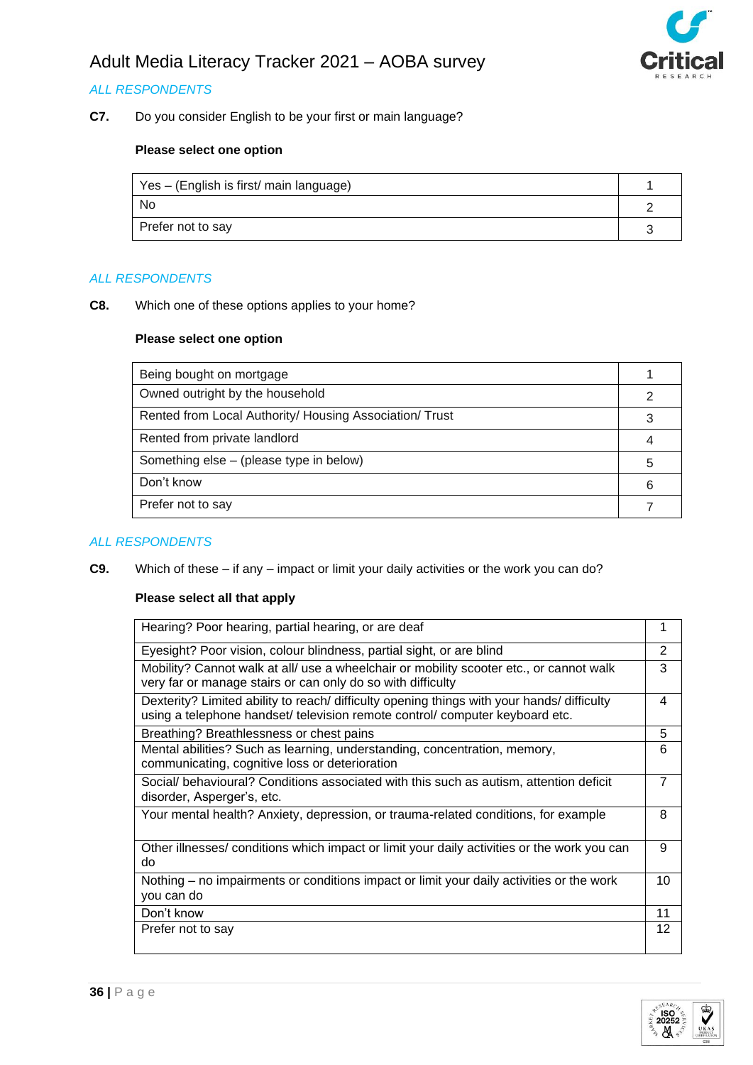*ALL RESPONDENTS*

**C7.** Do you consider English to be your first or main language?

**Please select one option**

| | |
|---|---|
| Yes – (English is first/ main language) | 1 |
| No | 2 |
| Prefer not to say | 3 |

*ALL RESPONDENTS*

**C8.** Which one of these options applies to your home?

**Please select one option**

| | |
|---|---|
| Being bought on mortgage | 1 |
| Owned outright by the household | 2 |
| Rented from Local Authority/ Housing Association/ Trust | 3 |
| Rented from private landlord | 4 |
| Something else – (please type in below) | 5 |
| Don't know | 6 |
| Prefer not to say | 7 |

*ALL RESPONDENTS*

**C9.** Which of these – if any – impact or limit your daily activities or the work you can do?

**Please select all that apply**

| | |
|---|---|
| Hearing? Poor hearing, partial hearing, or are deaf | 1 |
| Eyesight? Poor vision, colour blindness, partial sight, or are blind | 2 |
| Mobility? Cannot walk at all/ use a wheelchair or mobility scooter etc., or cannot walk very far or manage stairs or can only do so with difficulty | 3 |
| Dexterity? Limited ability to reach/ difficulty opening things with your hands/ difficulty using a telephone handset/ television remote control/ computer keyboard etc. | 4 |
| Breathing? Breathlessness or chest pains | 5 |
| Mental abilities? Such as learning, understanding, concentration, memory, communicating, cognitive loss or deterioration | 6 |
| Social/ behavioural? Conditions associated with this such as autism, attention deficit disorder, Asperger's, etc. | 7 |
| Your mental health? Anxiety, depression, or trauma-related conditions, for example | 8 |
| Other illnesses/ conditions which impact or limit your daily activities or the work you can do | 9 |
| Nothing – no impairments or conditions impact or limit your daily activities or the work you can do | 10 |
| Don't know | 11 |
| Prefer not to say | 12 |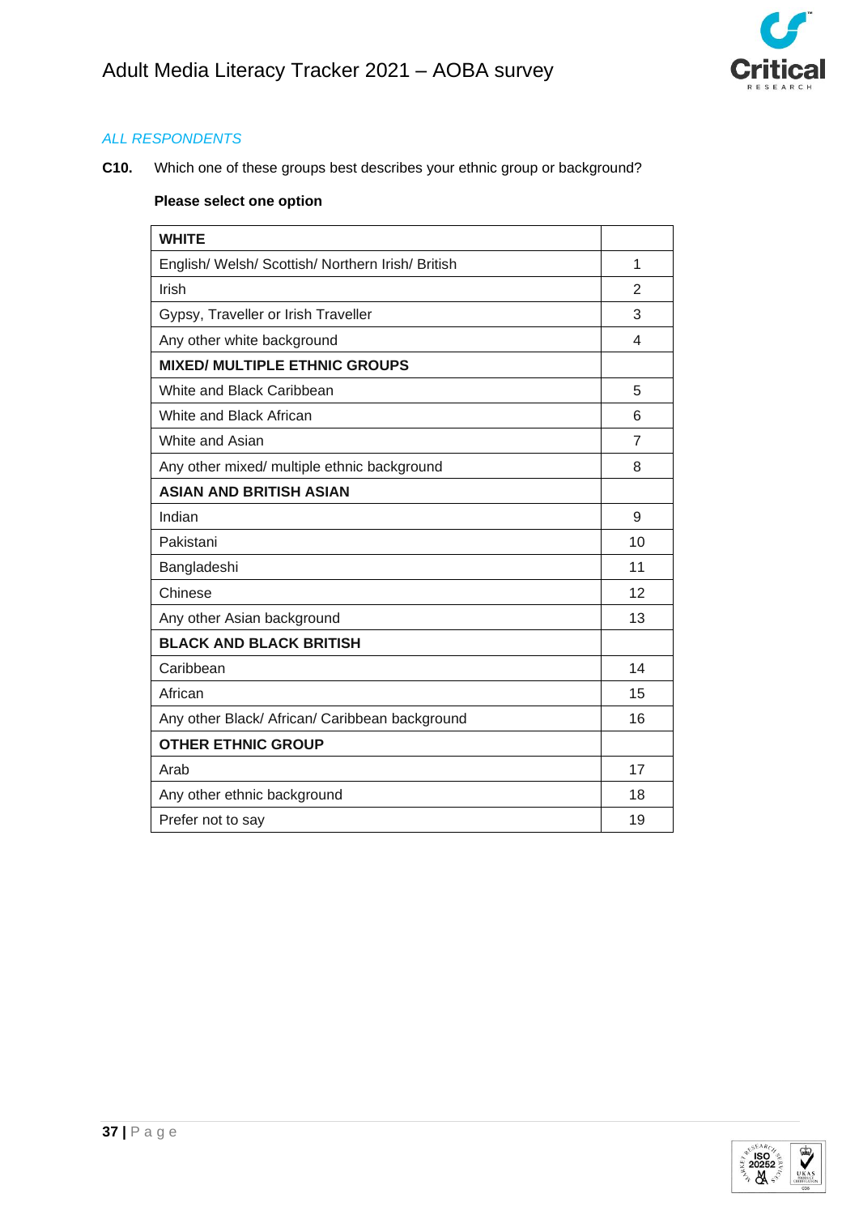*ALL RESPONDENTS*

**C10.** Which one of these groups best describes your ethnic group or background?

**Please select one option**

| **WHITE** | |
|---|---|
| English/ Welsh/ Scottish/ Northern Irish/ British | 1 |
| Irish | 2 |
| Gypsy, Traveller or Irish Traveller | 3 |
| Any other white background | 4 |
| **MIXED/ MULTIPLE ETHNIC GROUPS** | |
| White and Black Caribbean | 5 |
| White and Black African | 6 |
| White and Asian | 7 |
| Any other mixed/ multiple ethnic background | 8 |
| **ASIAN AND BRITISH ASIAN** | |
| Indian | 9 |
| Pakistani | 10 |
| Bangladeshi | 11 |
| Chinese | 12 |
| Any other Asian background | 13 |
| **BLACK AND BLACK BRITISH** | |
| Caribbean | 14 |
| African | 15 |
| Any other Black/ African/ Caribbean background | 16 |
| **OTHER ETHNIC GROUP** | |
| Arab | 17 |
| Any other ethnic background | 18 |
| Prefer not to say | 19 |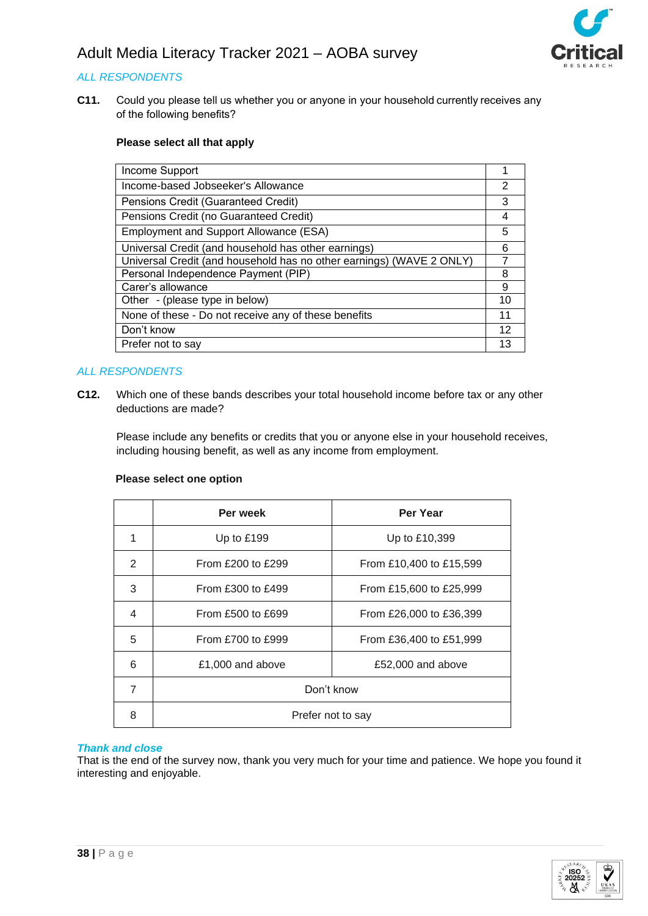*ALL RESPONDENTS*

**C11.** Could you please tell us whether you or anyone in your household currently receives any of the following benefits?

**Please select all that apply**

| | |
|---|---|
| Income Support | 1 |
| Income-based Jobseeker's Allowance | 2 |
| Pensions Credit (Guaranteed Credit) | 3 |
| Pensions Credit (no Guaranteed Credit) | 4 |
| Employment and Support Allowance (ESA) | 5 |
| Universal Credit (and household has other earnings) | 6 |
| Universal Credit (and household has no other earnings) (WAVE 2 ONLY) | 7 |
| Personal Independence Payment (PIP) | 8 |
| Carer's allowance | 9 |
| Other - (please type in below) | 10 |
| None of these - Do not receive any of these benefits | 11 |
| Don't know | 12 |
| Prefer not to say | 13 |

*ALL RESPONDENTS*

**C12.** Which one of these bands describes your total household income before tax or any other deductions are made?

Please include any benefits or credits that you or anyone else in your household receives, including housing benefit, as well as any income from employment.

**Please select one option**

| | Per week | Per Year |
|---|---|---|
| 1 | Up to £199 | Up to £10,399 |
| 2 | From £200 to £299 | From £10,400 to £15,599 |
| 3 | From £300 to £499 | From £15,600 to £25,999 |
| 4 | From £500 to £699 | From £26,000 to £36,399 |
| 5 | From £700 to £999 | From £36,400 to £51,999 |
| 6 | £1,000 and above | £52,000 and above |
| 7 | Don't know | |
| 8 | Prefer not to say | |

***Thank and close***

That is the end of the survey now, thank you very much for your time and patience. We hope you found it interesting and enjoyable.